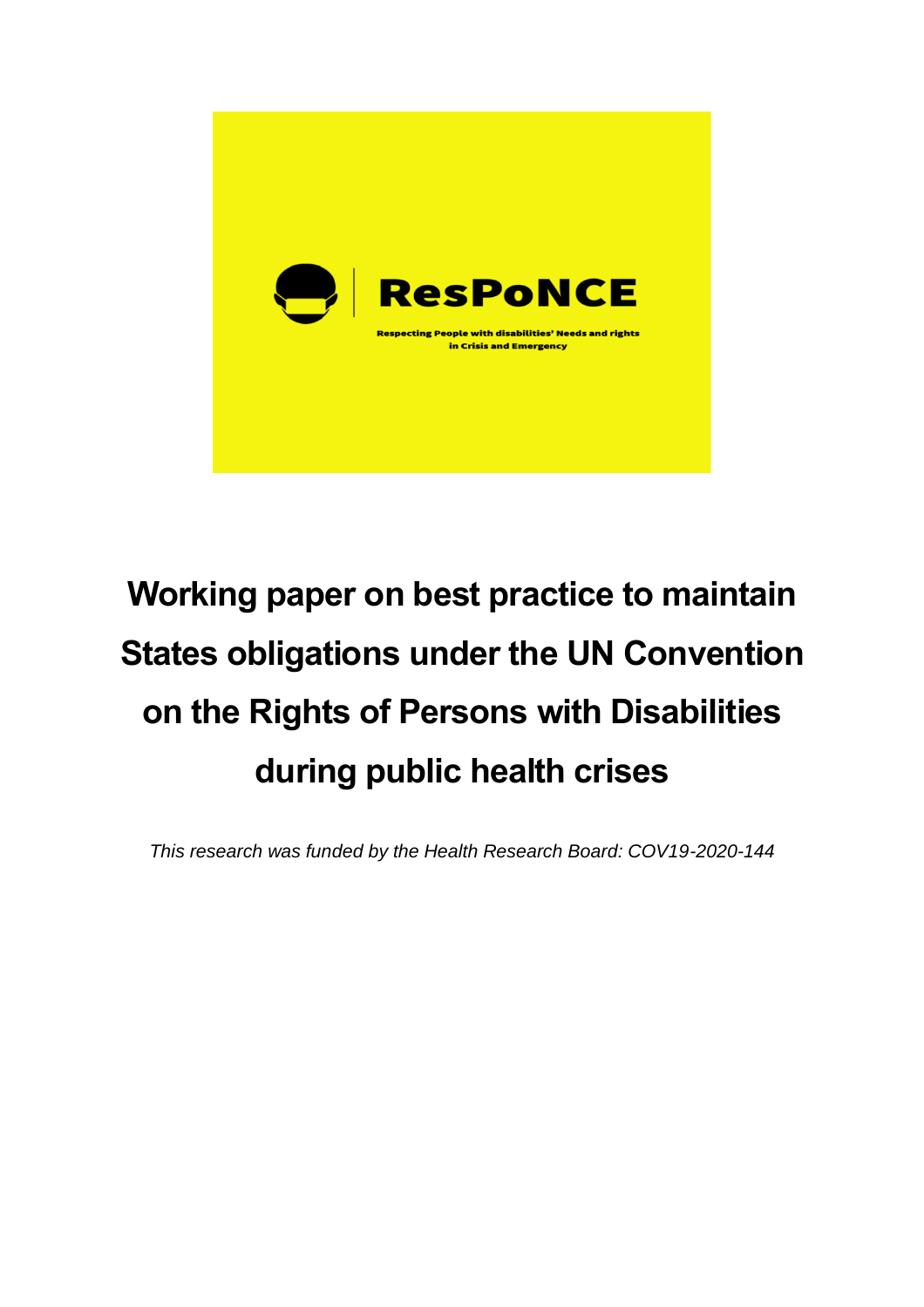**ResPoNCE**

**Respecting People with disabilities' Needs and rights in Crisis and Emergency**

# Working paper on best practice to maintain States obligations under the UN Convention on the Rights of Persons with Disabilities during public health crises

*This research was funded by the Health Research Board: COV19-2020-144*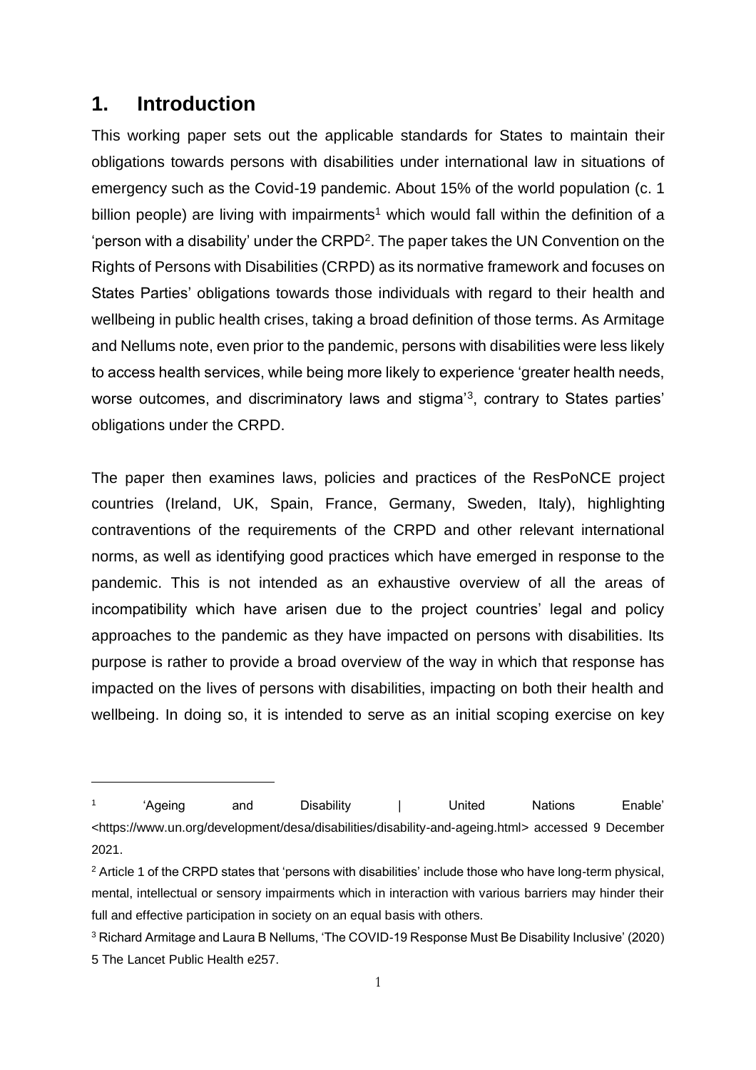## 1. Introduction

This working paper sets out the applicable standards for States to maintain their obligations towards persons with disabilities under international law in situations of emergency such as the Covid-19 pandemic. About 15% of the world population (c. 1 billion people) are living with impairments[1] which would fall within the definition of a 'person with a disability' under the CRPD[2]. The paper takes the UN Convention on the Rights of Persons with Disabilities (CRPD) as its normative framework and focuses on States Parties' obligations towards those individuals with regard to their health and wellbeing in public health crises, taking a broad definition of those terms. As Armitage and Nellums note, even prior to the pandemic, persons with disabilities were less likely to access health services, while being more likely to experience 'greater health needs, worse outcomes, and discriminatory laws and stigma'[3], contrary to States parties' obligations under the CRPD.

The paper then examines laws, policies and practices of the ResPoNCE project countries (Ireland, UK, Spain, France, Germany, Sweden, Italy), highlighting contraventions of the requirements of the CRPD and other relevant international norms, as well as identifying good practices which have emerged in response to the pandemic. This is not intended as an exhaustive overview of all the areas of incompatibility which have arisen due to the project countries' legal and policy approaches to the pandemic as they have impacted on persons with disabilities. Its purpose is rather to provide a broad overview of the way in which that response has impacted on the lives of persons with disabilities, impacting on both their health and wellbeing. In doing so, it is intended to serve as an initial scoping exercise on key

---

[1] 'Ageing and Disability | United Nations Enable' <https://www.un.org/development/desa/disabilities/disability-and-ageing.html> accessed 9 December 2021.

[2] Article 1 of the CRPD states that 'persons with disabilities' include those who have long-term physical, mental, intellectual or sensory impairments which in interaction with various barriers may hinder their full and effective participation in society on an equal basis with others.

[3] Richard Armitage and Laura B Nellums, 'The COVID-19 Response Must Be Disability Inclusive' (2020) 5 The Lancet Public Health e257.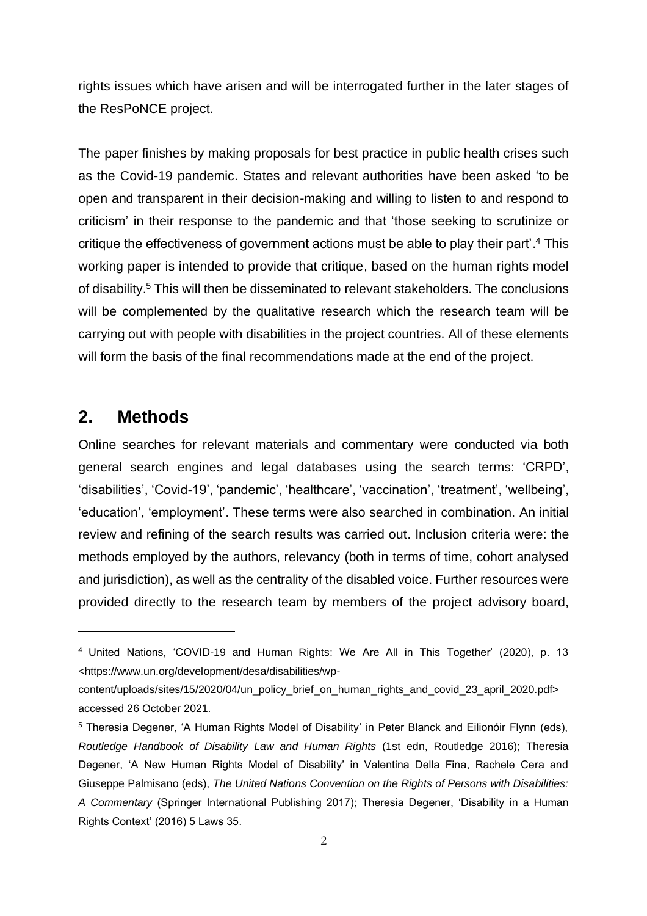rights issues which have arisen and will be interrogated further in the later stages of the ResPoNCE project.

The paper finishes by making proposals for best practice in public health crises such as the Covid-19 pandemic. States and relevant authorities have been asked 'to be open and transparent in their decision-making and willing to listen to and respond to criticism' in their response to the pandemic and that 'those seeking to scrutinize or critique the effectiveness of government actions must be able to play their part'.[4] This working paper is intended to provide that critique, based on the human rights model of disability.[5] This will then be disseminated to relevant stakeholders. The conclusions will be complemented by the qualitative research which the research team will be carrying out with people with disabilities in the project countries. All of these elements will form the basis of the final recommendations made at the end of the project.

## 2. Methods

Online searches for relevant materials and commentary were conducted via both general search engines and legal databases using the search terms: 'CRPD', 'disabilities', 'Covid-19', 'pandemic', 'healthcare', 'vaccination', 'treatment', 'wellbeing', 'education', 'employment'. These terms were also searched in combination. An initial review and refining of the search results was carried out. Inclusion criteria were: the methods employed by the authors, relevancy (both in terms of time, cohort analysed and jurisdiction), as well as the centrality of the disabled voice. Further resources were provided directly to the research team by members of the project advisory board,

---

[4] United Nations, 'COVID-19 and Human Rights: We Are All in This Together' (2020), p. 13 <https://www.un.org/development/desa/disabilities/wp-content/uploads/sites/15/2020/04/un_policy_brief_on_human_rights_and_covid_23_april_2020.pdf> accessed 26 October 2021.

[5] Theresia Degener, 'A Human Rights Model of Disability' in Peter Blanck and Eilionóir Flynn (eds), *Routledge Handbook of Disability Law and Human Rights* (1st edn, Routledge 2016); Theresia Degener, 'A New Human Rights Model of Disability' in Valentina Della Fina, Rachele Cera and Giuseppe Palmisano (eds), *The United Nations Convention on the Rights of Persons with Disabilities: A Commentary* (Springer International Publishing 2017); Theresia Degener, 'Disability in a Human Rights Context' (2016) 5 Laws 35.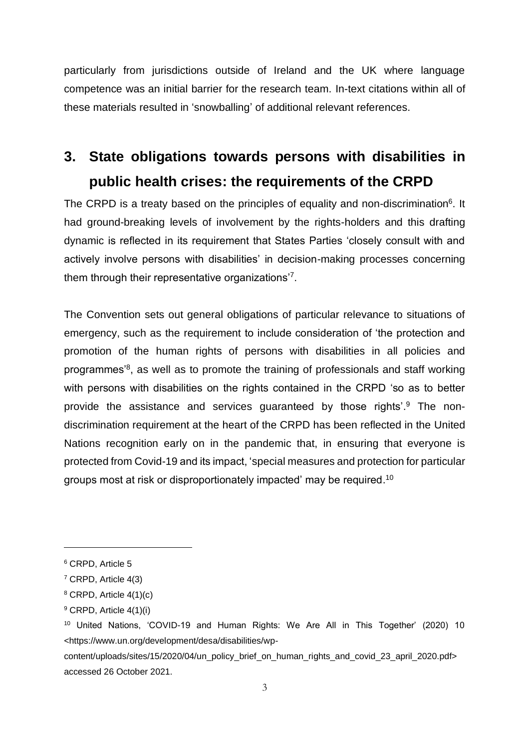particularly from jurisdictions outside of Ireland and the UK where language competence was an initial barrier for the research team. In-text citations within all of these materials resulted in 'snowballing' of additional relevant references.

## 3. State obligations towards persons with disabilities in public health crises: the requirements of the CRPD

The CRPD is a treaty based on the principles of equality and non-discrimination[6]. It had ground-breaking levels of involvement by the rights-holders and this drafting dynamic is reflected in its requirement that States Parties 'closely consult with and actively involve persons with disabilities' in decision-making processes concerning them through their representative organizations'[7].

The Convention sets out general obligations of particular relevance to situations of emergency, such as the requirement to include consideration of 'the protection and promotion of the human rights of persons with disabilities in all policies and programmes'[8], as well as to promote the training of professionals and staff working with persons with disabilities on the rights contained in the CRPD 'so as to better provide the assistance and services guaranteed by those rights'.[9] The non-discrimination requirement at the heart of the CRPD has been reflected in the United Nations recognition early on in the pandemic that, in ensuring that everyone is protected from Covid-19 and its impact, 'special measures and protection for particular groups most at risk or disproportionately impacted' may be required.[10]

---

[6] CRPD, Article 5

[7] CRPD, Article 4(3)

[8] CRPD, Article 4(1)(c)

[9] CRPD, Article 4(1)(i)

[10] United Nations, 'COVID-19 and Human Rights: We Are All in This Together' (2020) 10 <https://www.un.org/development/desa/disabilities/wp-content/uploads/sites/15/2020/04/un_policy_brief_on_human_rights_and_covid_23_april_2020.pdf> accessed 26 October 2021.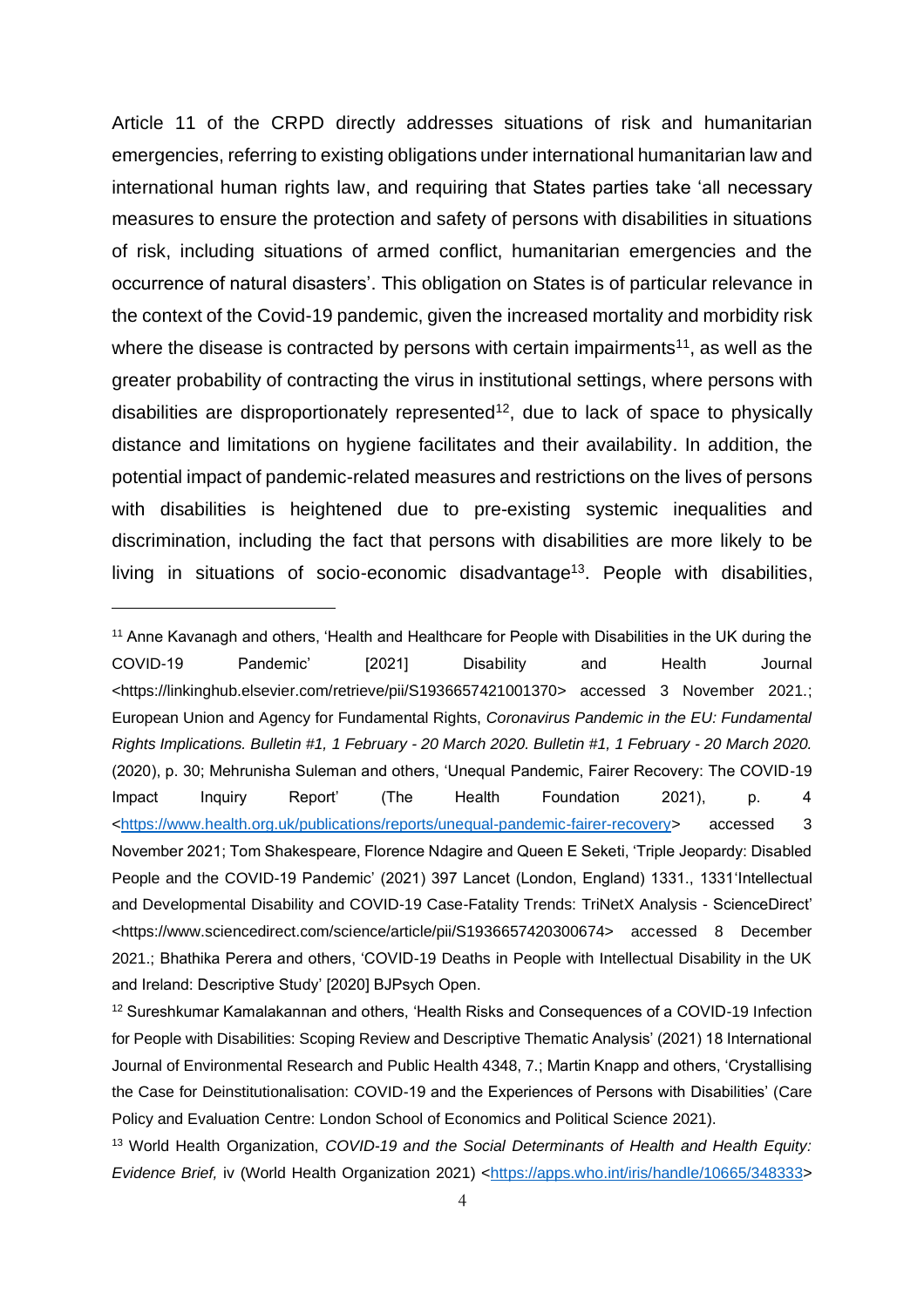Article 11 of the CRPD directly addresses situations of risk and humanitarian emergencies, referring to existing obligations under international humanitarian law and international human rights law, and requiring that States parties take 'all necessary measures to ensure the protection and safety of persons with disabilities in situations of risk, including situations of armed conflict, humanitarian emergencies and the occurrence of natural disasters'. This obligation on States is of particular relevance in the context of the Covid-19 pandemic, given the increased mortality and morbidity risk where the disease is contracted by persons with certain impairments[11], as well as the greater probability of contracting the virus in institutional settings, where persons with disabilities are disproportionately represented[12], due to lack of space to physically distance and limitations on hygiene facilitates and their availability. In addition, the potential impact of pandemic-related measures and restrictions on the lives of persons with disabilities is heightened due to pre-existing systemic inequalities and discrimination, including the fact that persons with disabilities are more likely to be living in situations of socio-economic disadvantage[13]. People with disabilities,

---

[11] Anne Kavanagh and others, 'Health and Healthcare for People with Disabilities in the UK during the COVID-19 Pandemic' [2021] Disability and Health Journal <https://linkinghub.elsevier.com/retrieve/pii/S1936657421001370> accessed 3 November 2021.; European Union and Agency for Fundamental Rights, *Coronavirus Pandemic in the EU: Fundamental Rights Implications. Bulletin #1, 1 February - 20 March 2020. Bulletin #1, 1 February - 20 March 2020.* (2020), p. 30; Mehrunisha Suleman and others, 'Unequal Pandemic, Fairer Recovery: The COVID-19 Impact Inquiry Report' (The Health Foundation 2021), p. 4 <https://www.health.org.uk/publications/reports/unequal-pandemic-fairer-recovery> accessed 3 November 2021; Tom Shakespeare, Florence Ndagire and Queen E Seketi, 'Triple Jeopardy: Disabled People and the COVID-19 Pandemic' (2021) 397 Lancet (London, England) 1331., 1331'Intellectual and Developmental Disability and COVID-19 Case-Fatality Trends: TriNetX Analysis - ScienceDirect' <https://www.sciencedirect.com/science/article/pii/S1936657420300674> accessed 8 December 2021.; Bhathika Perera and others, 'COVID-19 Deaths in People with Intellectual Disability in the UK and Ireland: Descriptive Study' [2020] BJPsych Open.

[12] Sureshkumar Kamalakannan and others, 'Health Risks and Consequences of a COVID-19 Infection for People with Disabilities: Scoping Review and Descriptive Thematic Analysis' (2021) 18 International Journal of Environmental Research and Public Health 4348, 7.; Martin Knapp and others, 'Crystallising the Case for Deinstitutionalisation: COVID-19 and the Experiences of Persons with Disabilities' (Care Policy and Evaluation Centre: London School of Economics and Political Science 2021).

[13] World Health Organization, *COVID-19 and the Social Determinants of Health and Health Equity: Evidence Brief,* iv (World Health Organization 2021) <https://apps.who.int/iris/handle/10665/348333>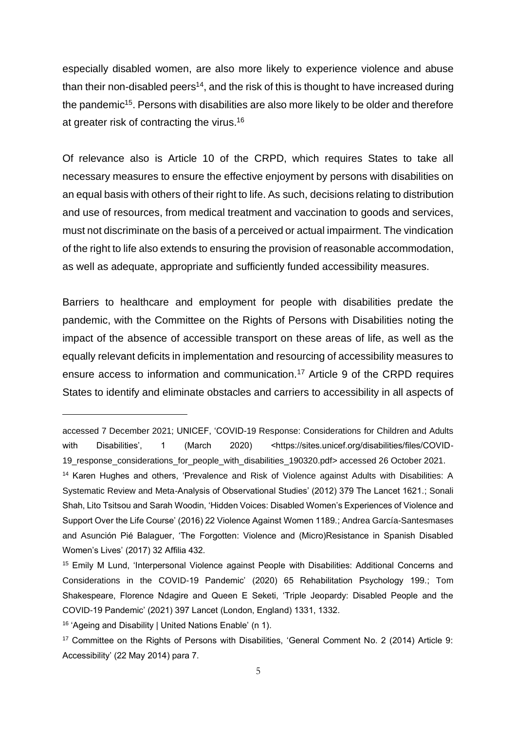especially disabled women, are also more likely to experience violence and abuse than their non-disabled peers[14], and the risk of this is thought to have increased during the pandemic[15]. Persons with disabilities are also more likely to be older and therefore at greater risk of contracting the virus.[16]

Of relevance also is Article 10 of the CRPD, which requires States to take all necessary measures to ensure the effective enjoyment by persons with disabilities on an equal basis with others of their right to life. As such, decisions relating to distribution and use of resources, from medical treatment and vaccination to goods and services, must not discriminate on the basis of a perceived or actual impairment. The vindication of the right to life also extends to ensuring the provision of reasonable accommodation, as well as adequate, appropriate and sufficiently funded accessibility measures.

Barriers to healthcare and employment for people with disabilities predate the pandemic, with the Committee on the Rights of Persons with Disabilities noting the impact of the absence of accessible transport on these areas of life, as well as the equally relevant deficits in implementation and resourcing of accessibility measures to ensure access to information and communication.[17] Article 9 of the CRPD requires States to identify and eliminate obstacles and carriers to accessibility in all aspects of

---

accessed 7 December 2021; UNICEF, 'COVID-19 Response: Considerations for Children and Adults with Disabilities', 1 (March 2020) <https://sites.unicef.org/disabilities/files/COVID-19_response_considerations_for_people_with_disabilities_190320.pdf> accessed 26 October 2021.

[14] Karen Hughes and others, 'Prevalence and Risk of Violence against Adults with Disabilities: A Systematic Review and Meta-Analysis of Observational Studies' (2012) 379 The Lancet 1621.; Sonali Shah, Lito Tsitsou and Sarah Woodin, 'Hidden Voices: Disabled Women's Experiences of Violence and Support Over the Life Course' (2016) 22 Violence Against Women 1189.; Andrea García-Santesmases and Asunción Pié Balaguer, 'The Forgotten: Violence and (Micro)Resistance in Spanish Disabled Women's Lives' (2017) 32 Affilia 432.

[15] Emily M Lund, 'Interpersonal Violence against People with Disabilities: Additional Concerns and Considerations in the COVID-19 Pandemic' (2020) 65 Rehabilitation Psychology 199.; Tom Shakespeare, Florence Ndagire and Queen E Seketi, 'Triple Jeopardy: Disabled People and the COVID-19 Pandemic' (2021) 397 Lancet (London, England) 1331, 1332.

[16] 'Ageing and Disability | United Nations Enable' (n 1).

[17] Committee on the Rights of Persons with Disabilities, 'General Comment No. 2 (2014) Article 9: Accessibility' (22 May 2014) para 7.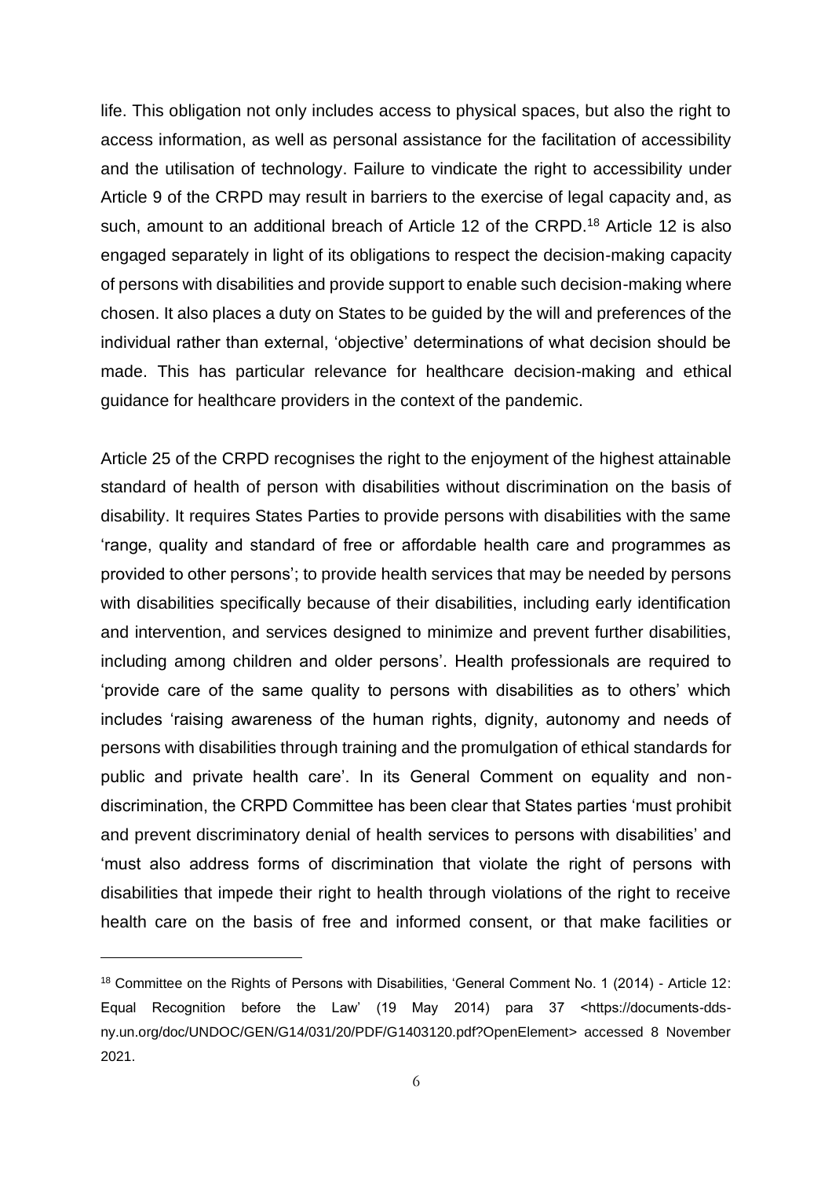life. This obligation not only includes access to physical spaces, but also the right to access information, as well as personal assistance for the facilitation of accessibility and the utilisation of technology. Failure to vindicate the right to accessibility under Article 9 of the CRPD may result in barriers to the exercise of legal capacity and, as such, amount to an additional breach of Article 12 of the CRPD.[18] Article 12 is also engaged separately in light of its obligations to respect the decision-making capacity of persons with disabilities and provide support to enable such decision-making where chosen. It also places a duty on States to be guided by the will and preferences of the individual rather than external, 'objective' determinations of what decision should be made. This has particular relevance for healthcare decision-making and ethical guidance for healthcare providers in the context of the pandemic.

Article 25 of the CRPD recognises the right to the enjoyment of the highest attainable standard of health of person with disabilities without discrimination on the basis of disability. It requires States Parties to provide persons with disabilities with the same 'range, quality and standard of free or affordable health care and programmes as provided to other persons'; to provide health services that may be needed by persons with disabilities specifically because of their disabilities, including early identification and intervention, and services designed to minimize and prevent further disabilities, including among children and older persons'. Health professionals are required to 'provide care of the same quality to persons with disabilities as to others' which includes 'raising awareness of the human rights, dignity, autonomy and needs of persons with disabilities through training and the promulgation of ethical standards for public and private health care'. In its General Comment on equality and non-discrimination, the CRPD Committee has been clear that States parties 'must prohibit and prevent discriminatory denial of health services to persons with disabilities' and 'must also address forms of discrimination that violate the right of persons with disabilities that impede their right to health through violations of the right to receive health care on the basis of free and informed consent, or that make facilities or

---

[18] Committee on the Rights of Persons with Disabilities, 'General Comment No. 1 (2014) - Article 12: Equal Recognition before the Law' (19 May 2014) para 37 <https://documents-dds-ny.un.org/doc/UNDOC/GEN/G14/031/20/PDF/G1403120.pdf?OpenElement> accessed 8 November 2021.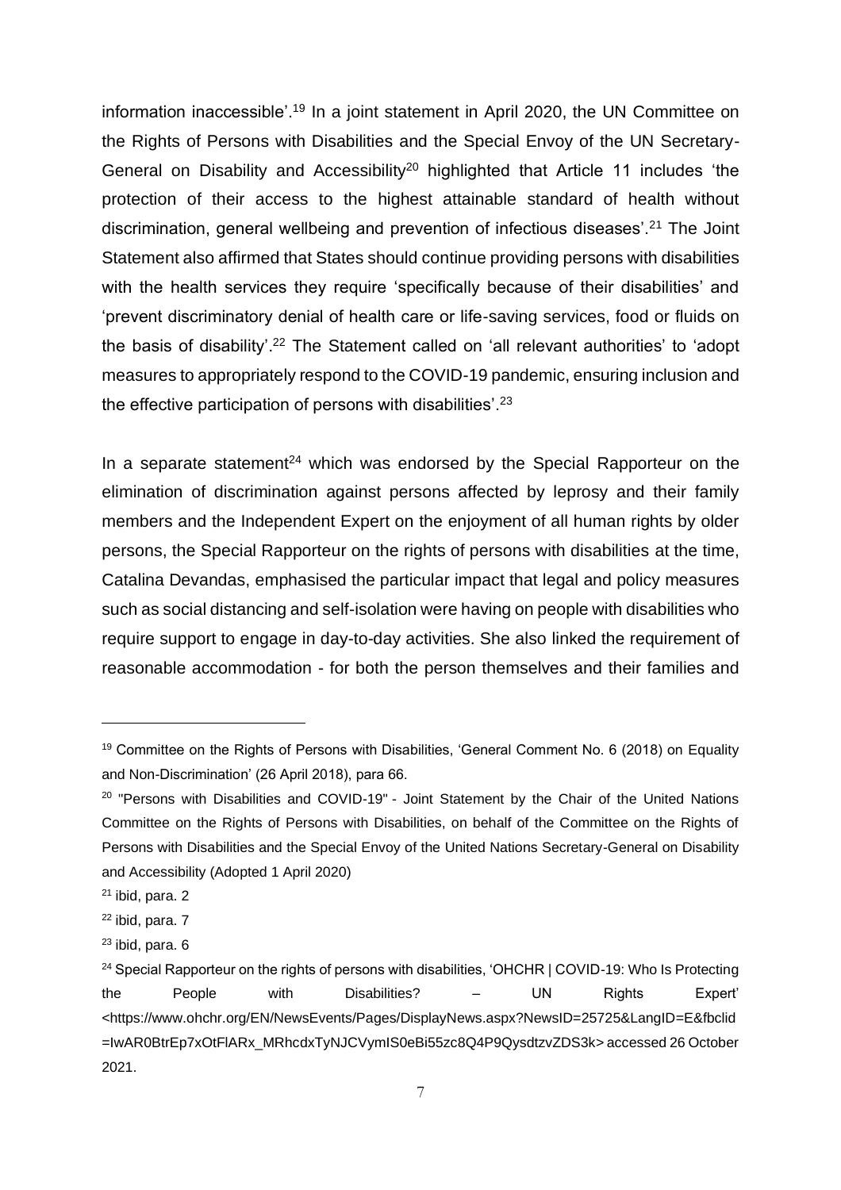information inaccessible'.[19] In a joint statement in April 2020, the UN Committee on the Rights of Persons with Disabilities and the Special Envoy of the UN Secretary-General on Disability and Accessibility[20] highlighted that Article 11 includes 'the protection of their access to the highest attainable standard of health without discrimination, general wellbeing and prevention of infectious diseases'.[21] The Joint Statement also affirmed that States should continue providing persons with disabilities with the health services they require 'specifically because of their disabilities' and 'prevent discriminatory denial of health care or life-saving services, food or fluids on the basis of disability'.[22] The Statement called on 'all relevant authorities' to 'adopt measures to appropriately respond to the COVID-19 pandemic, ensuring inclusion and the effective participation of persons with disabilities'.[23]

In a separate statement[24] which was endorsed by the Special Rapporteur on the elimination of discrimination against persons affected by leprosy and their family members and the Independent Expert on the enjoyment of all human rights by older persons, the Special Rapporteur on the rights of persons with disabilities at the time, Catalina Devandas, emphasised the particular impact that legal and policy measures such as social distancing and self-isolation were having on people with disabilities who require support to engage in day-to-day activities. She also linked the requirement of reasonable accommodation - for both the person themselves and their families and

---

[19] Committee on the Rights of Persons with Disabilities, 'General Comment No. 6 (2018) on Equality and Non-Discrimination' (26 April 2018), para 66.

[20] "Persons with Disabilities and COVID-19" - Joint Statement by the Chair of the United Nations Committee on the Rights of Persons with Disabilities, on behalf of the Committee on the Rights of Persons with Disabilities and the Special Envoy of the United Nations Secretary-General on Disability and Accessibility (Adopted 1 April 2020)

[21] ibid, para. 2

[22] ibid, para. 7

[23] ibid, para. 6

[24] Special Rapporteur on the rights of persons with disabilities, 'OHCHR | COVID-19: Who Is Protecting the People with Disabilities? – UN Rights Expert' <https://www.ohchr.org/EN/NewsEvents/Pages/DisplayNews.aspx?NewsID=25725&LangID=E&fbclid=IwAR0BtrEp7xOtFlARx_MRhcdxTyNJCVymIS0eBi55zc8Q4P9QysdtzvZDS3k> accessed 26 October 2021.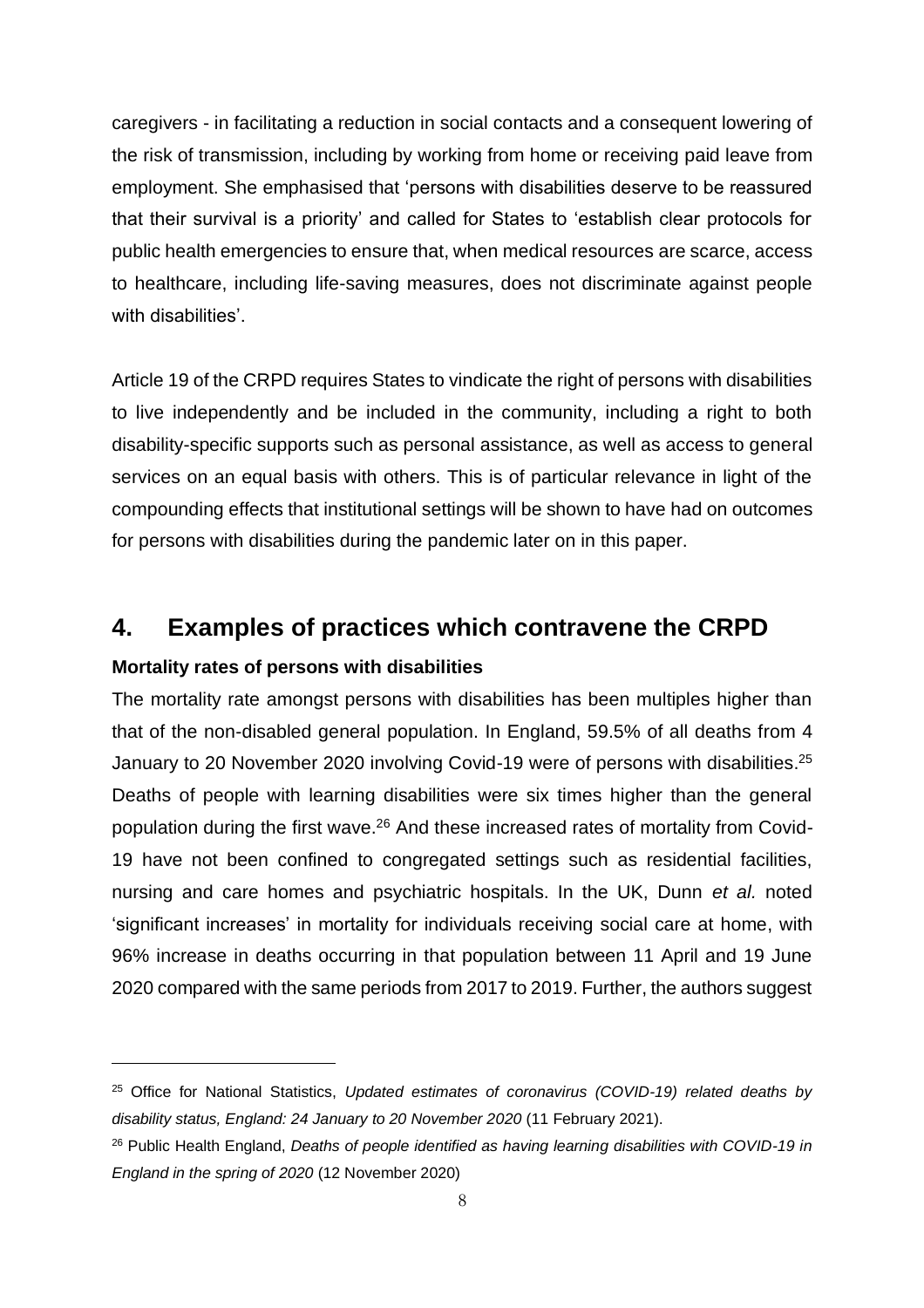caregivers - in facilitating a reduction in social contacts and a consequent lowering of the risk of transmission, including by working from home or receiving paid leave from employment. She emphasised that 'persons with disabilities deserve to be reassured that their survival is a priority' and called for States to 'establish clear protocols for public health emergencies to ensure that, when medical resources are scarce, access to healthcare, including life-saving measures, does not discriminate against people with disabilities'.

Article 19 of the CRPD requires States to vindicate the right of persons with disabilities to live independently and be included in the community, including a right to both disability-specific supports such as personal assistance, as well as access to general services on an equal basis with others. This is of particular relevance in light of the compounding effects that institutional settings will be shown to have had on outcomes for persons with disabilities during the pandemic later on in this paper.

## 4. Examples of practices which contravene the CRPD

**Mortality rates of persons with disabilities**

The mortality rate amongst persons with disabilities has been multiples higher than that of the non-disabled general population. In England, 59.5% of all deaths from 4 January to 20 November 2020 involving Covid-19 were of persons with disabilities.[25] Deaths of people with learning disabilities were six times higher than the general population during the first wave.[26] And these increased rates of mortality from Covid-19 have not been confined to congregated settings such as residential facilities, nursing and care homes and psychiatric hospitals. In the UK, Dunn *et al.* noted 'significant increases' in mortality for individuals receiving social care at home, with 96% increase in deaths occurring in that population between 11 April and 19 June 2020 compared with the same periods from 2017 to 2019. Further, the authors suggest

---

[25] Office for National Statistics, *Updated estimates of coronavirus (COVID-19) related deaths by disability status, England: 24 January to 20 November 2020* (11 February 2021).

[26] Public Health England, *Deaths of people identified as having learning disabilities with COVID-19 in England in the spring of 2020* (12 November 2020)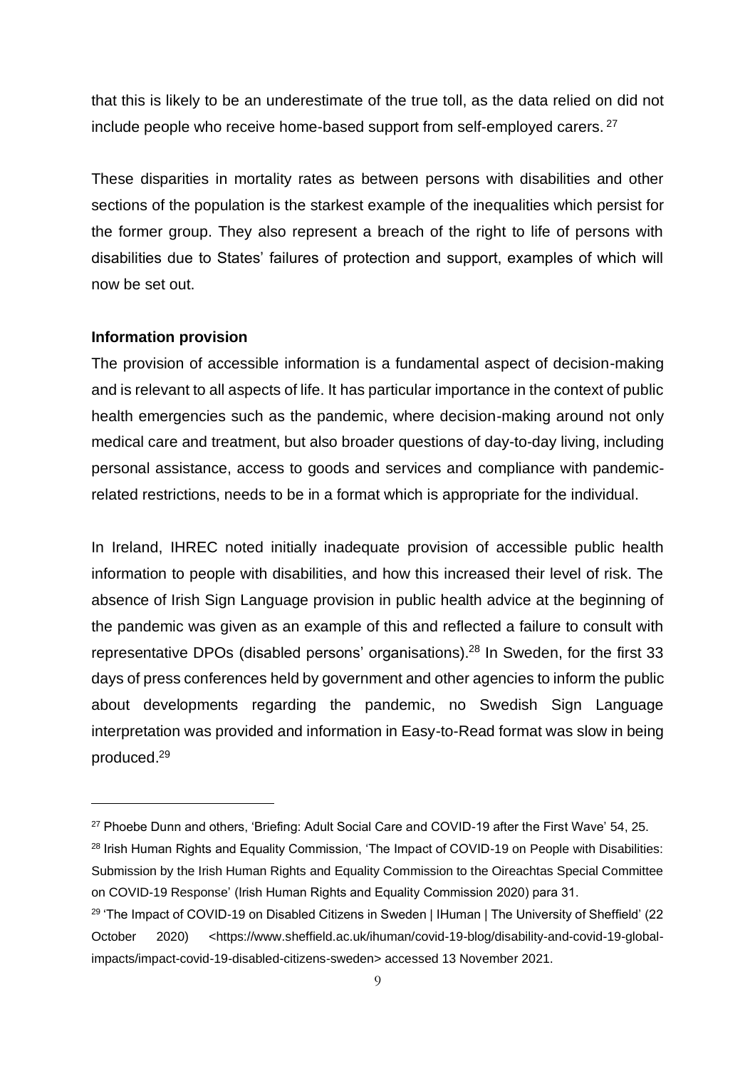that this is likely to be an underestimate of the true toll, as the data relied on did not include people who receive home-based support from self-employed carers. [27]

These disparities in mortality rates as between persons with disabilities and other sections of the population is the starkest example of the inequalities which persist for the former group. They also represent a breach of the right to life of persons with disabilities due to States' failures of protection and support, examples of which will now be set out.

**Information provision**

The provision of accessible information is a fundamental aspect of decision-making and is relevant to all aspects of life. It has particular importance in the context of public health emergencies such as the pandemic, where decision-making around not only medical care and treatment, but also broader questions of day-to-day living, including personal assistance, access to goods and services and compliance with pandemic-related restrictions, needs to be in a format which is appropriate for the individual.

In Ireland, IHREC noted initially inadequate provision of accessible public health information to people with disabilities, and how this increased their level of risk. The absence of Irish Sign Language provision in public health advice at the beginning of the pandemic was given as an example of this and reflected a failure to consult with representative DPOs (disabled persons' organisations).[28] In Sweden, for the first 33 days of press conferences held by government and other agencies to inform the public about developments regarding the pandemic, no Swedish Sign Language interpretation was provided and information in Easy-to-Read format was slow in being produced.[29]

---

[27] Phoebe Dunn and others, 'Briefing: Adult Social Care and COVID-19 after the First Wave' 54, 25.

[28] Irish Human Rights and Equality Commission, 'The Impact of COVID-19 on People with Disabilities: Submission by the Irish Human Rights and Equality Commission to the Oireachtas Special Committee on COVID-19 Response' (Irish Human Rights and Equality Commission 2020) para 31.

[29] 'The Impact of COVID-19 on Disabled Citizens in Sweden | IHuman | The University of Sheffield' (22 October 2020) <https://www.sheffield.ac.uk/ihuman/covid-19-blog/disability-and-covid-19-global-impacts/impact-covid-19-disabled-citizens-sweden> accessed 13 November 2021.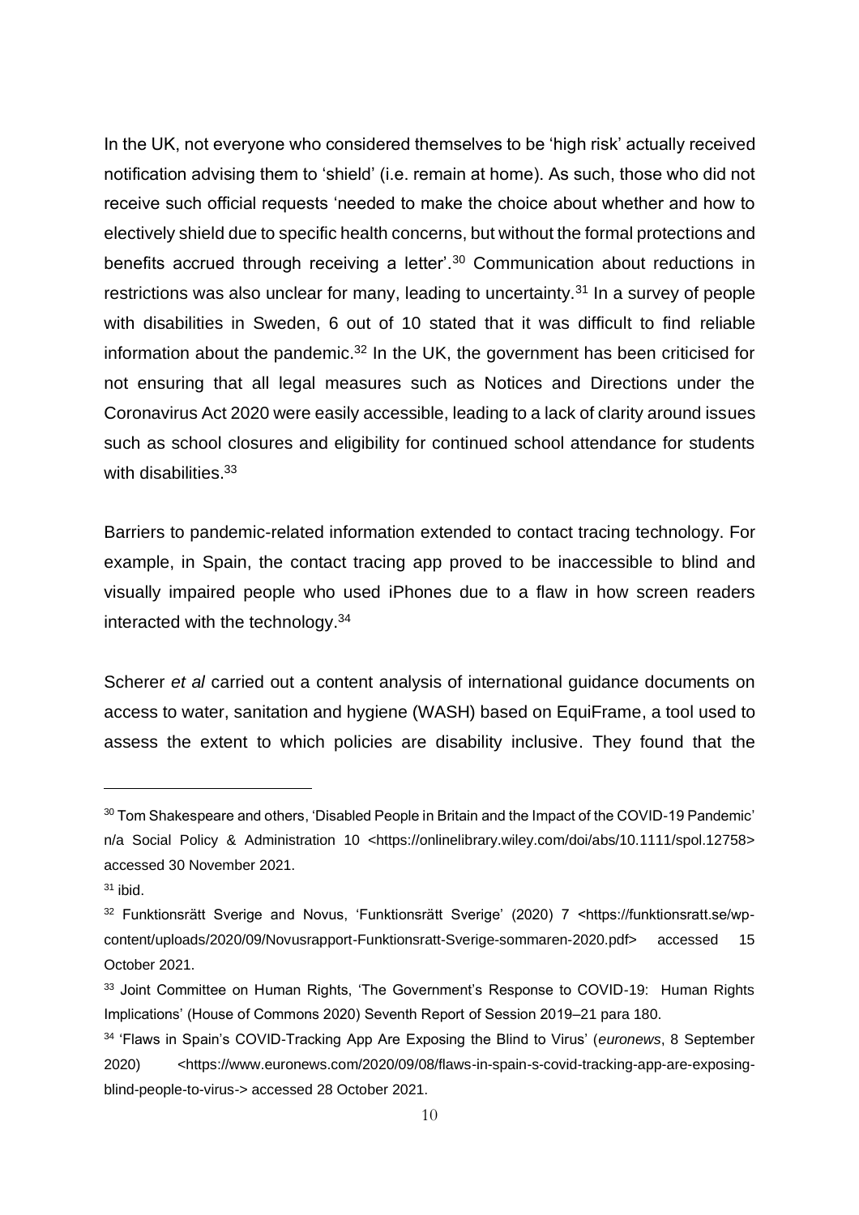In the UK, not everyone who considered themselves to be 'high risk' actually received notification advising them to 'shield' (i.e. remain at home). As such, those who did not receive such official requests 'needed to make the choice about whether and how to electively shield due to specific health concerns, but without the formal protections and benefits accrued through receiving a letter'.[30] Communication about reductions in restrictions was also unclear for many, leading to uncertainty.[31] In a survey of people with disabilities in Sweden, 6 out of 10 stated that it was difficult to find reliable information about the pandemic.[32] In the UK, the government has been criticised for not ensuring that all legal measures such as Notices and Directions under the Coronavirus Act 2020 were easily accessible, leading to a lack of clarity around issues such as school closures and eligibility for continued school attendance for students with disabilities.[33]

Barriers to pandemic-related information extended to contact tracing technology. For example, in Spain, the contact tracing app proved to be inaccessible to blind and visually impaired people who used iPhones due to a flaw in how screen readers interacted with the technology.[34]

Scherer *et al* carried out a content analysis of international guidance documents on access to water, sanitation and hygiene (WASH) based on EquiFrame, a tool used to assess the extent to which policies are disability inclusive. They found that the

---

[30] Tom Shakespeare and others, 'Disabled People in Britain and the Impact of the COVID-19 Pandemic' n/a Social Policy & Administration 10 <https://onlinelibrary.wiley.com/doi/abs/10.1111/spol.12758> accessed 30 November 2021.

[31] ibid.

[32] Funktionsrätt Sverige and Novus, 'Funktionsrätt Sverige' (2020) 7 <https://funktionsratt.se/wp-content/uploads/2020/09/Novusrapport-Funktionsratt-Sverige-sommaren-2020.pdf> accessed 15 October 2021.

[33] Joint Committee on Human Rights, 'The Government's Response to COVID-19: Human Rights Implications' (House of Commons 2020) Seventh Report of Session 2019–21 para 180.

[34] 'Flaws in Spain's COVID-Tracking App Are Exposing the Blind to Virus' (*euronews*, 8 September 2020) <https://www.euronews.com/2020/09/08/flaws-in-spain-s-covid-tracking-app-are-exposing-blind-people-to-virus-> accessed 28 October 2021.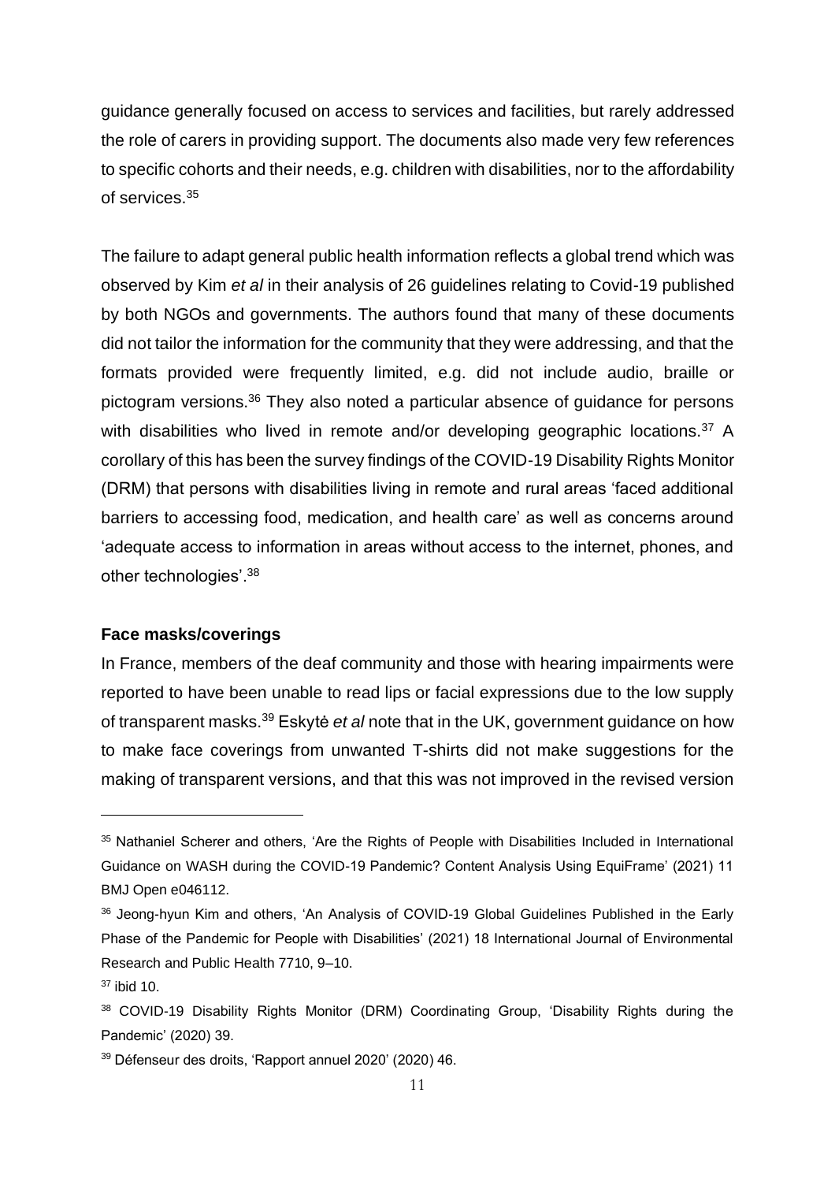guidance generally focused on access to services and facilities, but rarely addressed the role of carers in providing support. The documents also made very few references to specific cohorts and their needs, e.g. children with disabilities, nor to the affordability of services.[35]

The failure to adapt general public health information reflects a global trend which was observed by Kim *et al* in their analysis of 26 guidelines relating to Covid-19 published by both NGOs and governments. The authors found that many of these documents did not tailor the information for the community that they were addressing, and that the formats provided were frequently limited, e.g. did not include audio, braille or pictogram versions.[36] They also noted a particular absence of guidance for persons with disabilities who lived in remote and/or developing geographic locations.[37] A corollary of this has been the survey findings of the COVID-19 Disability Rights Monitor (DRM) that persons with disabilities living in remote and rural areas 'faced additional barriers to accessing food, medication, and health care' as well as concerns around 'adequate access to information in areas without access to the internet, phones, and other technologies'.[38]

**Face masks/coverings**

In France, members of the deaf community and those with hearing impairments were reported to have been unable to read lips or facial expressions due to the low supply of transparent masks.[39] Eskytė *et al* note that in the UK, government guidance on how to make face coverings from unwanted T-shirts did not make suggestions for the making of transparent versions, and that this was not improved in the revised version

---

[35] Nathaniel Scherer and others, 'Are the Rights of People with Disabilities Included in International Guidance on WASH during the COVID-19 Pandemic? Content Analysis Using EquiFrame' (2021) 11 BMJ Open e046112.

[36] Jeong-hyun Kim and others, 'An Analysis of COVID-19 Global Guidelines Published in the Early Phase of the Pandemic for People with Disabilities' (2021) 18 International Journal of Environmental Research and Public Health 7710, 9–10.

[37] ibid 10.

[38] COVID-19 Disability Rights Monitor (DRM) Coordinating Group, 'Disability Rights during the Pandemic' (2020) 39.

[39] Défenseur des droits, 'Rapport annuel 2020' (2020) 46.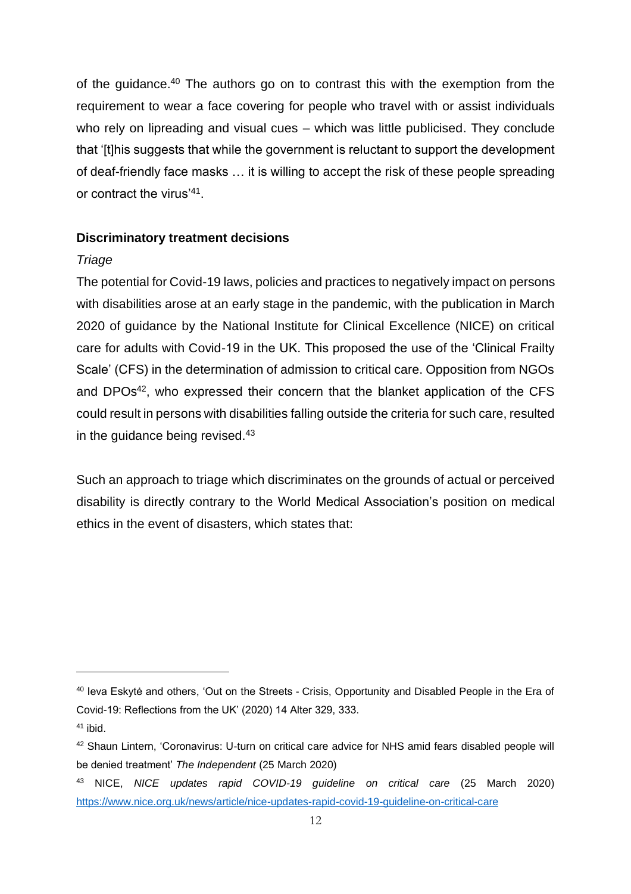of the guidance.[40] The authors go on to contrast this with the exemption from the requirement to wear a face covering for people who travel with or assist individuals who rely on lipreading and visual cues – which was little publicised. They conclude that '[t]his suggests that while the government is reluctant to support the development of deaf-friendly face masks … it is willing to accept the risk of these people spreading or contract the virus'[41].

**Discriminatory treatment decisions**

*Triage*

The potential for Covid-19 laws, policies and practices to negatively impact on persons with disabilities arose at an early stage in the pandemic, with the publication in March 2020 of guidance by the National Institute for Clinical Excellence (NICE) on critical care for adults with Covid-19 in the UK. This proposed the use of the 'Clinical Frailty Scale' (CFS) in the determination of admission to critical care. Opposition from NGOs and DPOs[42], who expressed their concern that the blanket application of the CFS could result in persons with disabilities falling outside the criteria for such care, resulted in the guidance being revised.[43]

Such an approach to triage which discriminates on the grounds of actual or perceived disability is directly contrary to the World Medical Association's position on medical ethics in the event of disasters, which states that:

---

[40] Ieva Eskytė and others, 'Out on the Streets - Crisis, Opportunity and Disabled People in the Era of Covid-19: Reflections from the UK' (2020) 14 Alter 329, 333.

[41] ibid.

[42] Shaun Lintern, 'Coronavirus: U-turn on critical care advice for NHS amid fears disabled people will be denied treatment' *The Independent* (25 March 2020)

[43] NICE, *NICE updates rapid COVID-19 guideline on critical care* (25 March 2020) https://www.nice.org.uk/news/article/nice-updates-rapid-covid-19-guideline-on-critical-care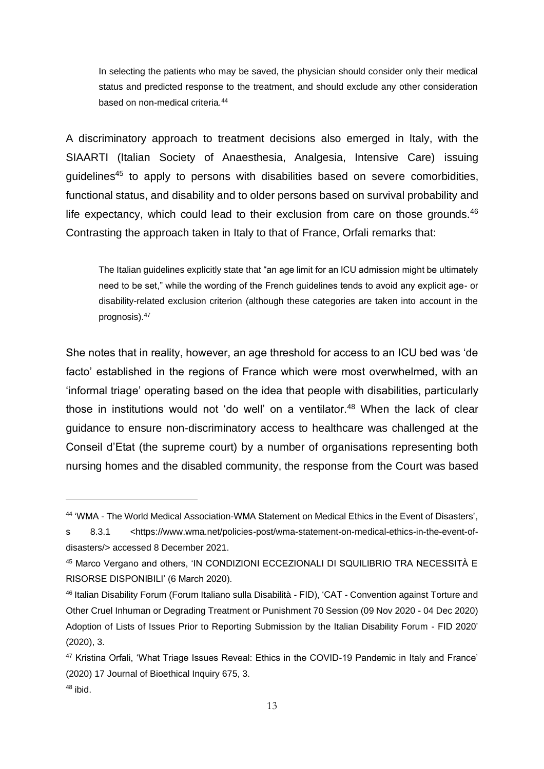> In selecting the patients who may be saved, the physician should consider only their medical status and predicted response to the treatment, and should exclude any other consideration based on non-medical criteria.[44]

A discriminatory approach to treatment decisions also emerged in Italy, with the SIAARTI (Italian Society of Anaesthesia, Analgesia, Intensive Care) issuing guidelines[45] to apply to persons with disabilities based on severe comorbidities, functional status, and disability and to older persons based on survival probability and life expectancy, which could lead to their exclusion from care on those grounds.[46] Contrasting the approach taken in Italy to that of France, Orfali remarks that:

> The Italian guidelines explicitly state that "an age limit for an ICU admission might be ultimately need to be set," while the wording of the French guidelines tends to avoid any explicit age- or disability-related exclusion criterion (although these categories are taken into account in the prognosis).[47]

She notes that in reality, however, an age threshold for access to an ICU bed was 'de facto' established in the regions of France which were most overwhelmed, with an 'informal triage' operating based on the idea that people with disabilities, particularly those in institutions would not 'do well' on a ventilator.[48] When the lack of clear guidance to ensure non-discriminatory access to healthcare was challenged at the Conseil d'Etat (the supreme court) by a number of organisations representing both nursing homes and the disabled community, the response from the Court was based

---

[44] 'WMA - The World Medical Association-WMA Statement on Medical Ethics in the Event of Disasters', s 8.3.1 <https://www.wma.net/policies-post/wma-statement-on-medical-ethics-in-the-event-of-disasters/> accessed 8 December 2021.

[45] Marco Vergano and others, 'IN CONDIZIONI ECCEZIONALI DI SQUILIBRIO TRA NECESSITÀ E RISORSE DISPONIBILI' (6 March 2020).

[46] Italian Disability Forum (Forum Italiano sulla Disabilità - FID), 'CAT - Convention against Torture and Other Cruel Inhuman or Degrading Treatment or Punishment 70 Session (09 Nov 2020 - 04 Dec 2020) Adoption of Lists of Issues Prior to Reporting Submission by the Italian Disability Forum - FID 2020' (2020), 3.

[47] Kristina Orfali, 'What Triage Issues Reveal: Ethics in the COVID-19 Pandemic in Italy and France' (2020) 17 Journal of Bioethical Inquiry 675, 3.

[48] ibid.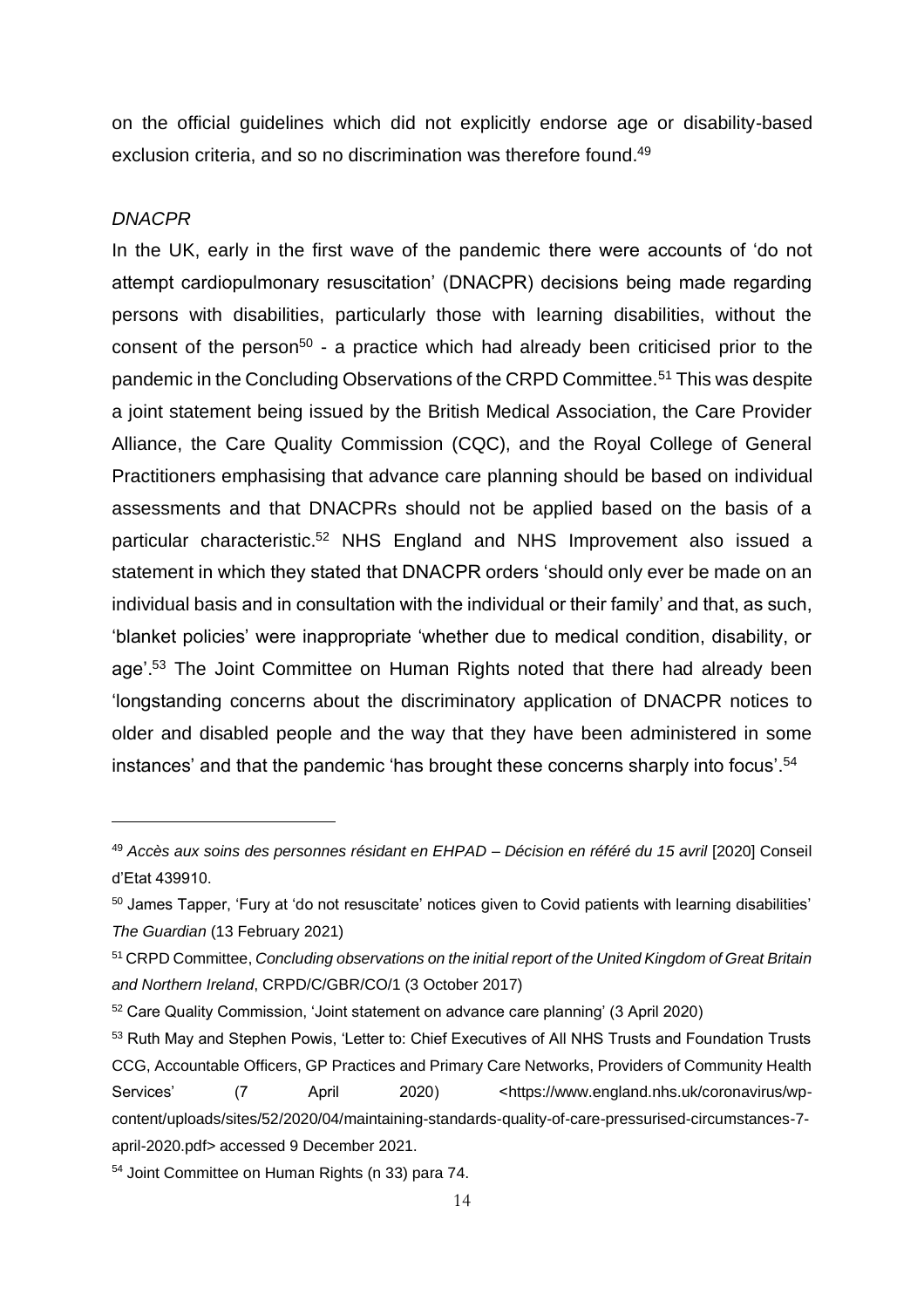on the official guidelines which did not explicitly endorse age or disability-based exclusion criteria, and so no discrimination was therefore found.[49]

*DNACPR*

In the UK, early in the first wave of the pandemic there were accounts of 'do not attempt cardiopulmonary resuscitation' (DNACPR) decisions being made regarding persons with disabilities, particularly those with learning disabilities, without the consent of the person[50] - a practice which had already been criticised prior to the pandemic in the Concluding Observations of the CRPD Committee.[51] This was despite a joint statement being issued by the British Medical Association, the Care Provider Alliance, the Care Quality Commission (CQC), and the Royal College of General Practitioners emphasising that advance care planning should be based on individual assessments and that DNACPRs should not be applied based on the basis of a particular characteristic.[52] NHS England and NHS Improvement also issued a statement in which they stated that DNACPR orders 'should only ever be made on an individual basis and in consultation with the individual or their family' and that, as such, 'blanket policies' were inappropriate 'whether due to medical condition, disability, or age'.[53] The Joint Committee on Human Rights noted that there had already been 'longstanding concerns about the discriminatory application of DNACPR notices to older and disabled people and the way that they have been administered in some instances' and that the pandemic 'has brought these concerns sharply into focus'.[54]

---

[49] *Accès aux soins des personnes résidant en EHPAD – Décision en référé du 15 avril* [2020] Conseil d'Etat 439910.

[50] James Tapper, 'Fury at 'do not resuscitate' notices given to Covid patients with learning disabilities' *The Guardian* (13 February 2021)

[51] CRPD Committee, *Concluding observations on the initial report of the United Kingdom of Great Britain and Northern Ireland*, CRPD/C/GBR/CO/1 (3 October 2017)

[52] Care Quality Commission, 'Joint statement on advance care planning' (3 April 2020)

[53] Ruth May and Stephen Powis, 'Letter to: Chief Executives of All NHS Trusts and Foundation Trusts CCG, Accountable Officers, GP Practices and Primary Care Networks, Providers of Community Health Services' (7 April 2020) <https://www.england.nhs.uk/coronavirus/wp-content/uploads/sites/52/2020/04/maintaining-standards-quality-of-care-pressurised-circumstances-7-april-2020.pdf> accessed 9 December 2021.

[54] Joint Committee on Human Rights (n 33) para 74.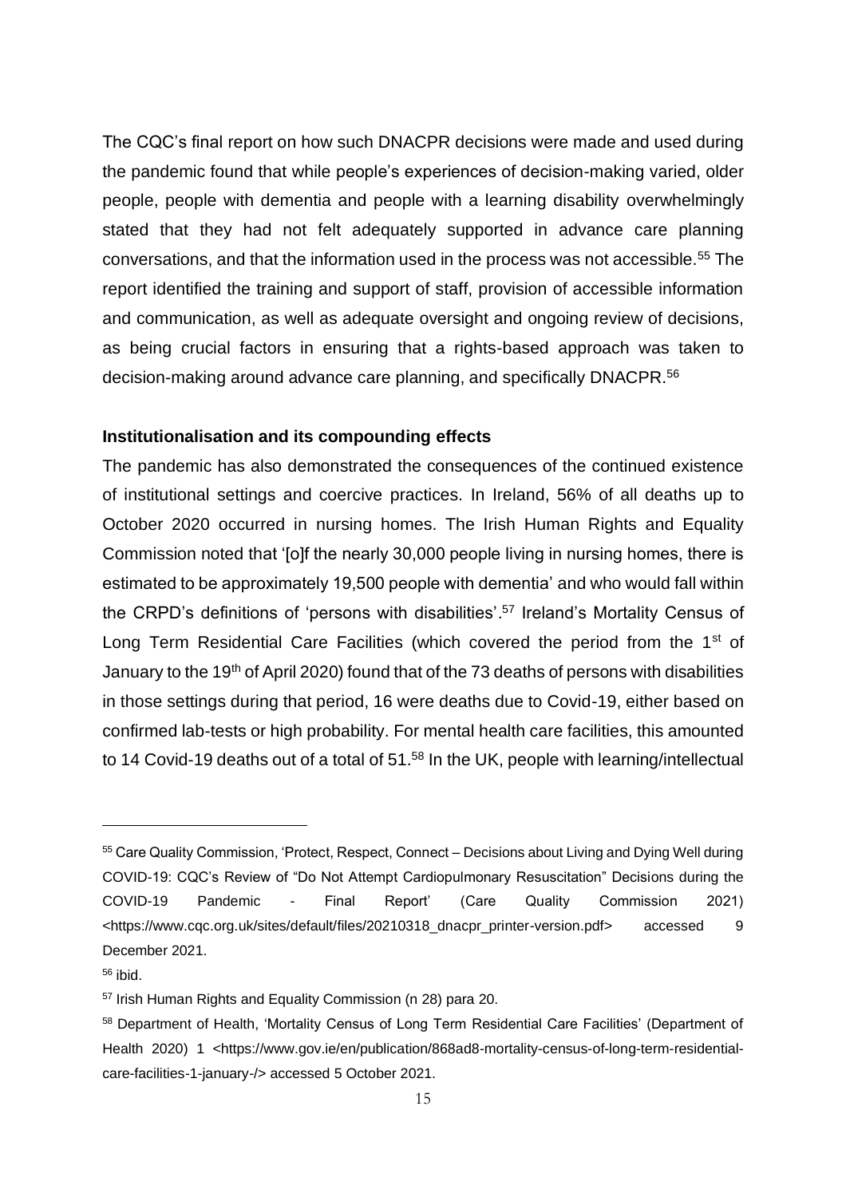The CQC's final report on how such DNACPR decisions were made and used during the pandemic found that while people's experiences of decision-making varied, older people, people with dementia and people with a learning disability overwhelmingly stated that they had not felt adequately supported in advance care planning conversations, and that the information used in the process was not accessible.[55] The report identified the training and support of staff, provision of accessible information and communication, as well as adequate oversight and ongoing review of decisions, as being crucial factors in ensuring that a rights-based approach was taken to decision-making around advance care planning, and specifically DNACPR.[56]

**Institutionalisation and its compounding effects**

The pandemic has also demonstrated the consequences of the continued existence of institutional settings and coercive practices. In Ireland, 56% of all deaths up to October 2020 occurred in nursing homes. The Irish Human Rights and Equality Commission noted that '[o]f the nearly 30,000 people living in nursing homes, there is estimated to be approximately 19,500 people with dementia' and who would fall within the CRPD's definitions of 'persons with disabilities'.[57] Ireland's Mortality Census of Long Term Residential Care Facilities (which covered the period from the 1st of January to the 19th of April 2020) found that of the 73 deaths of persons with disabilities in those settings during that period, 16 were deaths due to Covid-19, either based on confirmed lab-tests or high probability. For mental health care facilities, this amounted to 14 Covid-19 deaths out of a total of 51.[58] In the UK, people with learning/intellectual

---

[55] Care Quality Commission, 'Protect, Respect, Connect – Decisions about Living and Dying Well during COVID-19: CQC's Review of "Do Not Attempt Cardiopulmonary Resuscitation" Decisions during the COVID-19 Pandemic - Final Report' (Care Quality Commission 2021) <https://www.cqc.org.uk/sites/default/files/20210318_dnacpr_printer-version.pdf> accessed 9 December 2021.

[56] ibid.

[57] Irish Human Rights and Equality Commission (n 28) para 20.

[58] Department of Health, 'Mortality Census of Long Term Residential Care Facilities' (Department of Health 2020) 1 <https://www.gov.ie/en/publication/868ad8-mortality-census-of-long-term-residential-care-facilities-1-january-/> accessed 5 October 2021.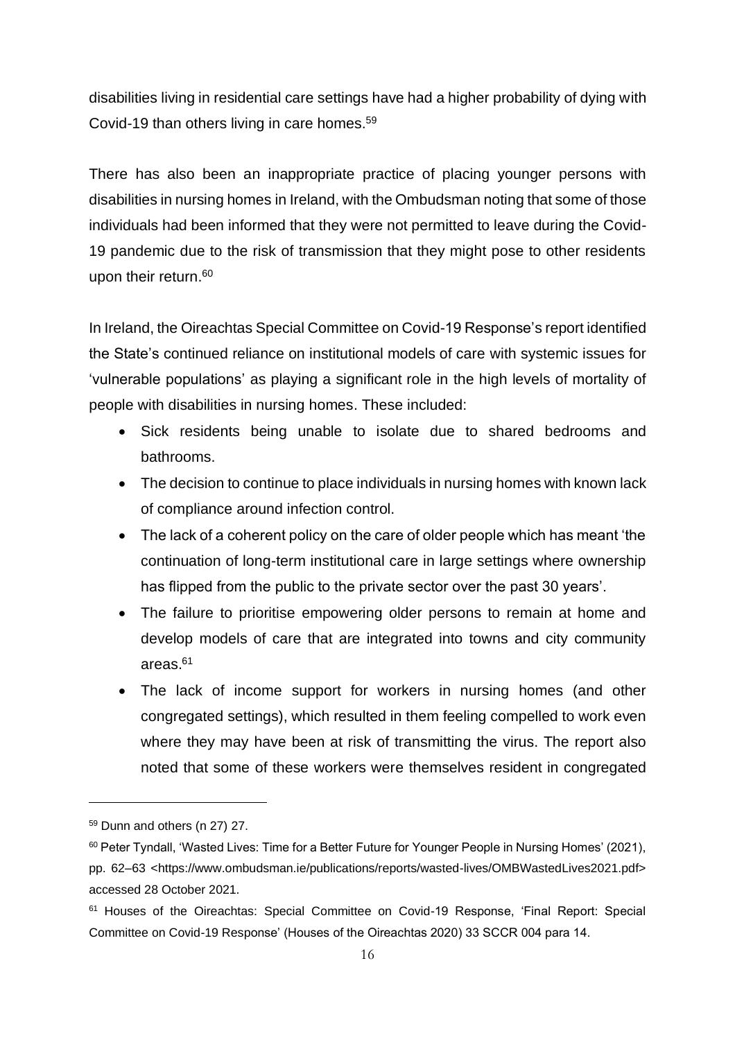disabilities living in residential care settings have had a higher probability of dying with Covid-19 than others living in care homes.[59]

There has also been an inappropriate practice of placing younger persons with disabilities in nursing homes in Ireland, with the Ombudsman noting that some of those individuals had been informed that they were not permitted to leave during the Covid-19 pandemic due to the risk of transmission that they might pose to other residents upon their return.[60]

In Ireland, the Oireachtas Special Committee on Covid-19 Response's report identified the State's continued reliance on institutional models of care with systemic issues for 'vulnerable populations' as playing a significant role in the high levels of mortality of people with disabilities in nursing homes. These included:

- Sick residents being unable to isolate due to shared bedrooms and bathrooms.
- The decision to continue to place individuals in nursing homes with known lack of compliance around infection control.
- The lack of a coherent policy on the care of older people which has meant 'the continuation of long-term institutional care in large settings where ownership has flipped from the public to the private sector over the past 30 years'.
- The failure to prioritise empowering older persons to remain at home and develop models of care that are integrated into towns and city community areas.[61]
- The lack of income support for workers in nursing homes (and other congregated settings), which resulted in them feeling compelled to work even where they may have been at risk of transmitting the virus. The report also noted that some of these workers were themselves resident in congregated

[59] Dunn and others (n 27) 27.

[60] Peter Tyndall, 'Wasted Lives: Time for a Better Future for Younger People in Nursing Homes' (2021), pp. 62–63 <https://www.ombudsman.ie/publications/reports/wasted-lives/OMBWastedLives2021.pdf> accessed 28 October 2021.

[61] Houses of the Oireachtas: Special Committee on Covid-19 Response, 'Final Report: Special Committee on Covid-19 Response' (Houses of the Oireachtas 2020) 33 SCCR 004 para 14.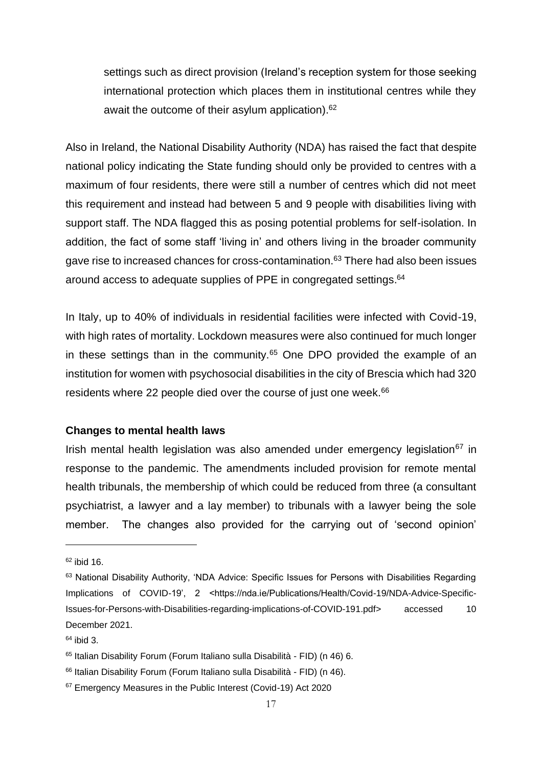settings such as direct provision (Ireland's reception system for those seeking international protection which places them in institutional centres while they await the outcome of their asylum application).[62]

Also in Ireland, the National Disability Authority (NDA) has raised the fact that despite national policy indicating the State funding should only be provided to centres with a maximum of four residents, there were still a number of centres which did not meet this requirement and instead had between 5 and 9 people with disabilities living with support staff. The NDA flagged this as posing potential problems for self-isolation. In addition, the fact of some staff 'living in' and others living in the broader community gave rise to increased chances for cross-contamination.[63] There had also been issues around access to adequate supplies of PPE in congregated settings.[64]

In Italy, up to 40% of individuals in residential facilities were infected with Covid-19, with high rates of mortality. Lockdown measures were also continued for much longer in these settings than in the community.[65] One DPO provided the example of an institution for women with psychosocial disabilities in the city of Brescia which had 320 residents where 22 people died over the course of just one week.[66]

**Changes to mental health laws**

Irish mental health legislation was also amended under emergency legislation[67] in response to the pandemic. The amendments included provision for remote mental health tribunals, the membership of which could be reduced from three (a consultant psychiatrist, a lawyer and a lay member) to tribunals with a lawyer being the sole member. The changes also provided for the carrying out of 'second opinion'

---

[62] ibid 16.

[63] National Disability Authority, 'NDA Advice: Specific Issues for Persons with Disabilities Regarding Implications of COVID-19', 2 <https://nda.ie/Publications/Health/Covid-19/NDA-Advice-Specific-Issues-for-Persons-with-Disabilities-regarding-implications-of-COVID-191.pdf> accessed 10 December 2021.

[64] ibid 3.

[65] Italian Disability Forum (Forum Italiano sulla Disabilità - FID) (n 46) 6.

[66] Italian Disability Forum (Forum Italiano sulla Disabilità - FID) (n 46).

[67] Emergency Measures in the Public Interest (Covid-19) Act 2020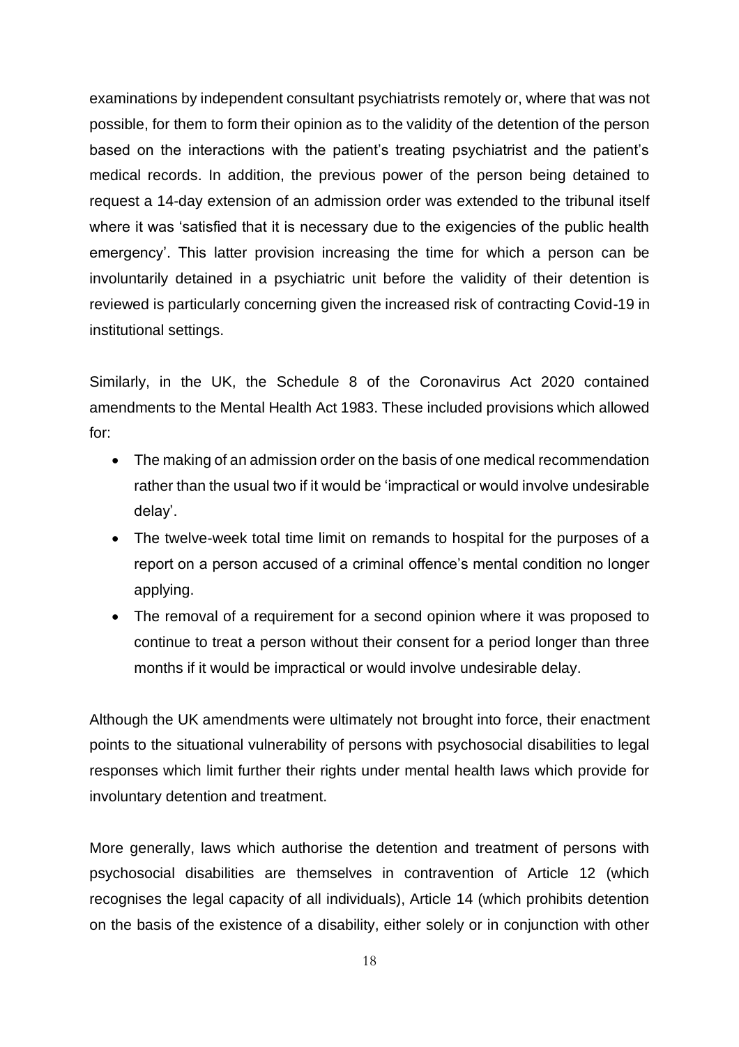examinations by independent consultant psychiatrists remotely or, where that was not possible, for them to form their opinion as to the validity of the detention of the person based on the interactions with the patient's treating psychiatrist and the patient's medical records. In addition, the previous power of the person being detained to request a 14-day extension of an admission order was extended to the tribunal itself where it was 'satisfied that it is necessary due to the exigencies of the public health emergency'. This latter provision increasing the time for which a person can be involuntarily detained in a psychiatric unit before the validity of their detention is reviewed is particularly concerning given the increased risk of contracting Covid-19 in institutional settings.

Similarly, in the UK, the Schedule 8 of the Coronavirus Act 2020 contained amendments to the Mental Health Act 1983. These included provisions which allowed for:

- The making of an admission order on the basis of one medical recommendation rather than the usual two if it would be 'impractical or would involve undesirable delay'.
- The twelve-week total time limit on remands to hospital for the purposes of a report on a person accused of a criminal offence's mental condition no longer applying.
- The removal of a requirement for a second opinion where it was proposed to continue to treat a person without their consent for a period longer than three months if it would be impractical or would involve undesirable delay.

Although the UK amendments were ultimately not brought into force, their enactment points to the situational vulnerability of persons with psychosocial disabilities to legal responses which limit further their rights under mental health laws which provide for involuntary detention and treatment.

More generally, laws which authorise the detention and treatment of persons with psychosocial disabilities are themselves in contravention of Article 12 (which recognises the legal capacity of all individuals), Article 14 (which prohibits detention on the basis of the existence of a disability, either solely or in conjunction with other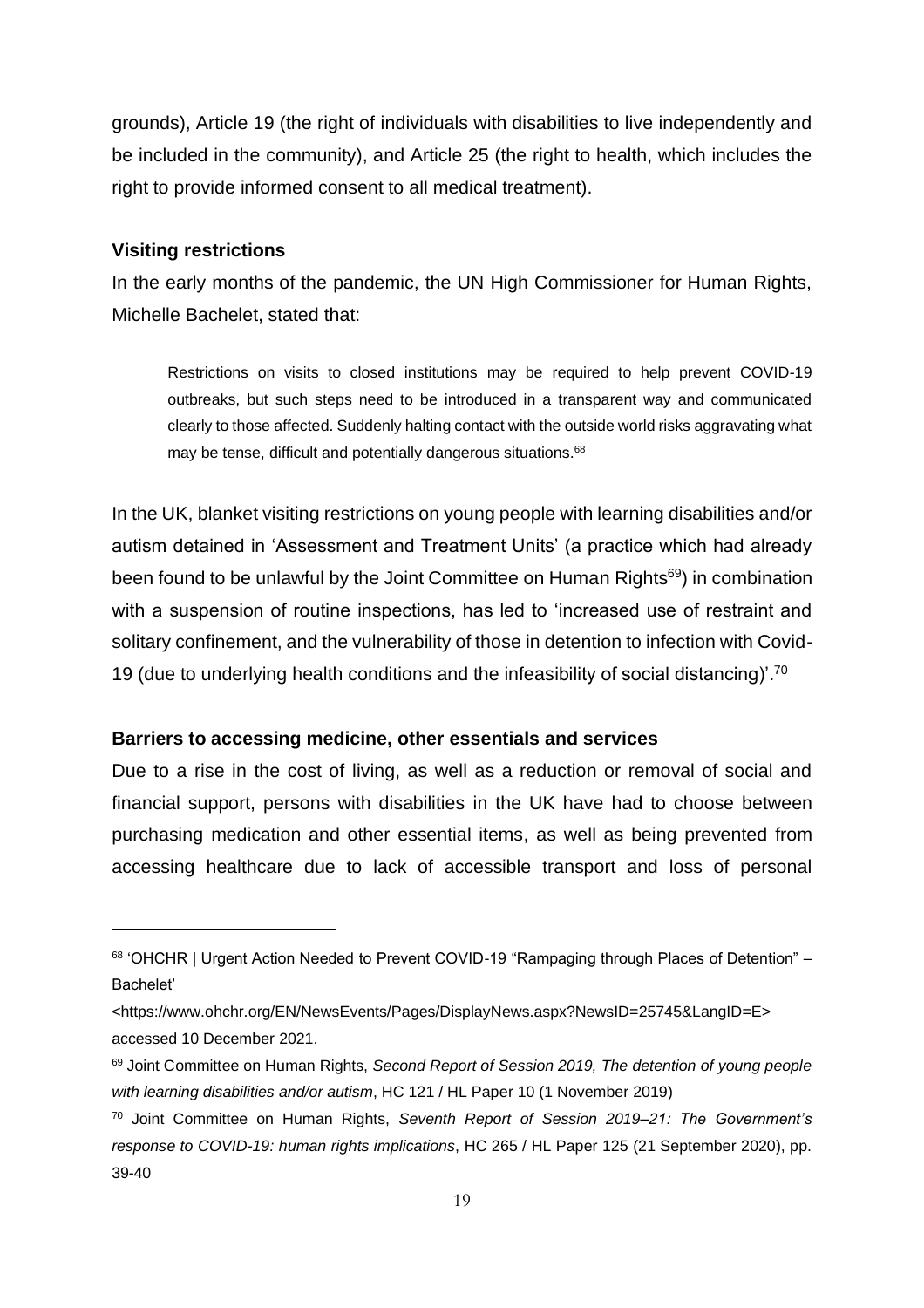grounds), Article 19 (the right of individuals with disabilities to live independently and be included in the community), and Article 25 (the right to health, which includes the right to provide informed consent to all medical treatment).

**Visiting restrictions**

In the early months of the pandemic, the UN High Commissioner for Human Rights, Michelle Bachelet, stated that:

> Restrictions on visits to closed institutions may be required to help prevent COVID-19 outbreaks, but such steps need to be introduced in a transparent way and communicated clearly to those affected. Suddenly halting contact with the outside world risks aggravating what may be tense, difficult and potentially dangerous situations.[68]

In the UK, blanket visiting restrictions on young people with learning disabilities and/or autism detained in 'Assessment and Treatment Units' (a practice which had already been found to be unlawful by the Joint Committee on Human Rights[69]) in combination with a suspension of routine inspections, has led to 'increased use of restraint and solitary confinement, and the vulnerability of those in detention to infection with Covid-19 (due to underlying health conditions and the infeasibility of social distancing)'.[70]

**Barriers to accessing medicine, other essentials and services**

Due to a rise in the cost of living, as well as a reduction or removal of social and financial support, persons with disabilities in the UK have had to choose between purchasing medication and other essential items, as well as being prevented from accessing healthcare due to lack of accessible transport and loss of personal

---

[68] 'OHCHR | Urgent Action Needed to Prevent COVID-19 "Rampaging through Places of Detention" – Bachelet' <https://www.ohchr.org/EN/NewsEvents/Pages/DisplayNews.aspx?NewsID=25745&LangID=E> accessed 10 December 2021.

[69] Joint Committee on Human Rights, *Second Report of Session 2019, The detention of young people with learning disabilities and/or autism*, HC 121 / HL Paper 10 (1 November 2019)

[70] Joint Committee on Human Rights, *Seventh Report of Session 2019–21: The Government's response to COVID-19: human rights implications*, HC 265 / HL Paper 125 (21 September 2020), pp. 39-40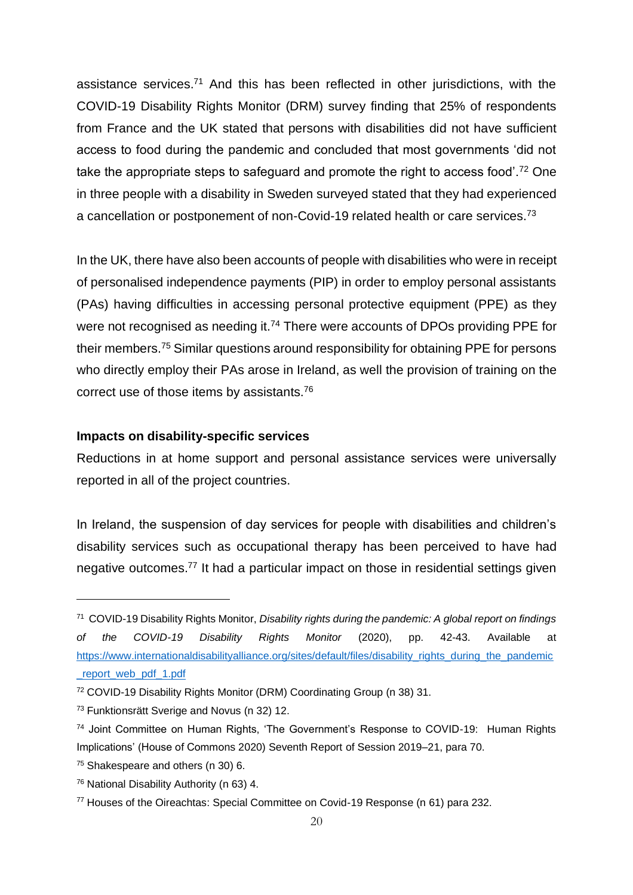assistance services.[71] And this has been reflected in other jurisdictions, with the COVID-19 Disability Rights Monitor (DRM) survey finding that 25% of respondents from France and the UK stated that persons with disabilities did not have sufficient access to food during the pandemic and concluded that most governments 'did not take the appropriate steps to safeguard and promote the right to access food'.[72] One in three people with a disability in Sweden surveyed stated that they had experienced a cancellation or postponement of non-Covid-19 related health or care services.[73]

In the UK, there have also been accounts of people with disabilities who were in receipt of personalised independence payments (PIP) in order to employ personal assistants (PAs) having difficulties in accessing personal protective equipment (PPE) as they were not recognised as needing it.[74] There were accounts of DPOs providing PPE for their members.[75] Similar questions around responsibility for obtaining PPE for persons who directly employ their PAs arose in Ireland, as well the provision of training on the correct use of those items by assistants.[76]

**Impacts on disability-specific services**

Reductions in at home support and personal assistance services were universally reported in all of the project countries.

In Ireland, the suspension of day services for people with disabilities and children's disability services such as occupational therapy has been perceived to have had negative outcomes.[77] It had a particular impact on those in residential settings given

---

[71] COVID-19 Disability Rights Monitor, *Disability rights during the pandemic: A global report on findings of the COVID-19 Disability Rights Monitor* (2020), pp. 42-43. Available at https://www.internationaldisabilityalliance.org/sites/default/files/disability_rights_during_the_pandemic_report_web_pdf_1.pdf

[72] COVID-19 Disability Rights Monitor (DRM) Coordinating Group (n 38) 31.

[73] Funktionsrätt Sverige and Novus (n 32) 12.

[74] Joint Committee on Human Rights, 'The Government's Response to COVID-19: Human Rights Implications' (House of Commons 2020) Seventh Report of Session 2019–21, para 70.

[75] Shakespeare and others (n 30) 6.

[76] National Disability Authority (n 63) 4.

[77] Houses of the Oireachtas: Special Committee on Covid-19 Response (n 61) para 232.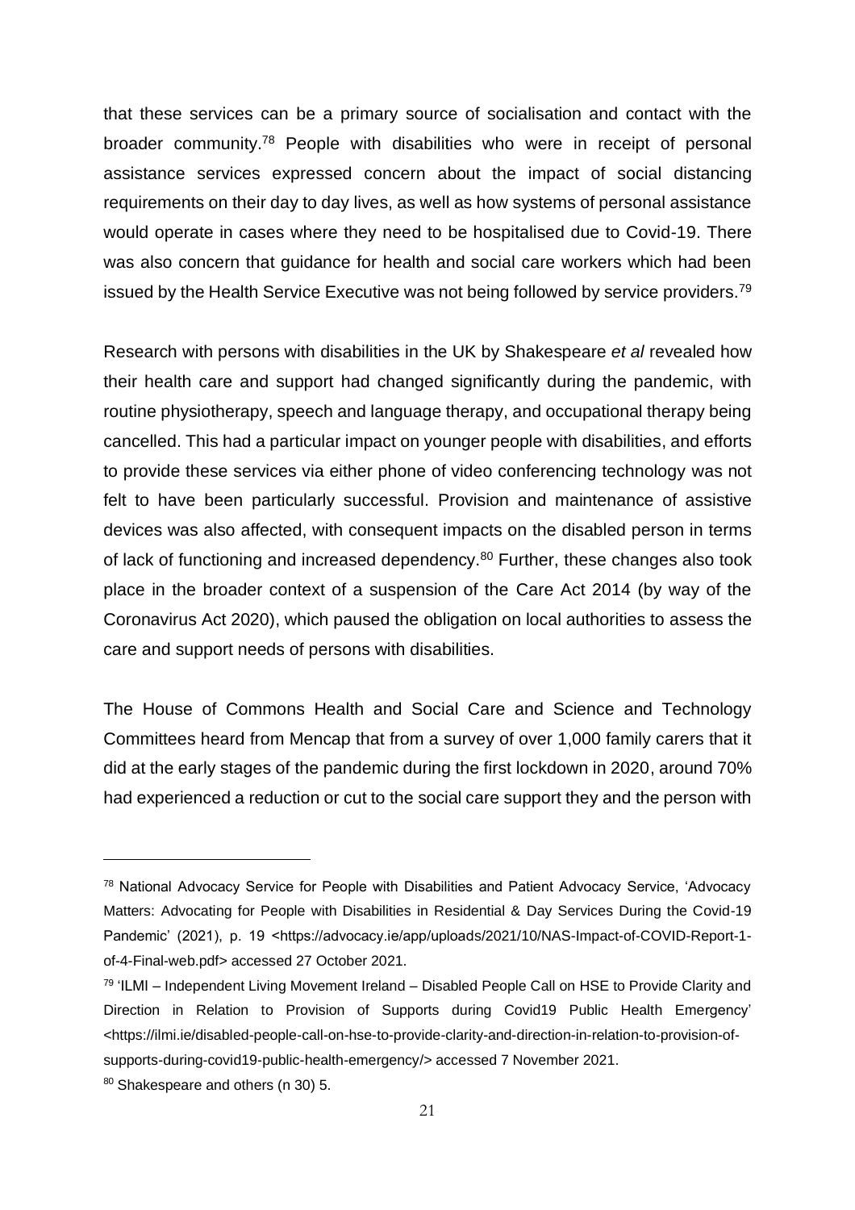that these services can be a primary source of socialisation and contact with the broader community.[78] People with disabilities who were in receipt of personal assistance services expressed concern about the impact of social distancing requirements on their day to day lives, as well as how systems of personal assistance would operate in cases where they need to be hospitalised due to Covid-19. There was also concern that guidance for health and social care workers which had been issued by the Health Service Executive was not being followed by service providers.[79]

Research with persons with disabilities in the UK by Shakespeare *et al* revealed how their health care and support had changed significantly during the pandemic, with routine physiotherapy, speech and language therapy, and occupational therapy being cancelled. This had a particular impact on younger people with disabilities, and efforts to provide these services via either phone of video conferencing technology was not felt to have been particularly successful. Provision and maintenance of assistive devices was also affected, with consequent impacts on the disabled person in terms of lack of functioning and increased dependency.[80] Further, these changes also took place in the broader context of a suspension of the Care Act 2014 (by way of the Coronavirus Act 2020), which paused the obligation on local authorities to assess the care and support needs of persons with disabilities.

The House of Commons Health and Social Care and Science and Technology Committees heard from Mencap that from a survey of over 1,000 family carers that it did at the early stages of the pandemic during the first lockdown in 2020, around 70% had experienced a reduction or cut to the social care support they and the person with

---

[78] National Advocacy Service for People with Disabilities and Patient Advocacy Service, 'Advocacy Matters: Advocating for People with Disabilities in Residential & Day Services During the Covid-19 Pandemic' (2021), p. 19 <https://advocacy.ie/app/uploads/2021/10/NAS-Impact-of-COVID-Report-1-of-4-Final-web.pdf> accessed 27 October 2021.

[79] 'ILMI – Independent Living Movement Ireland – Disabled People Call on HSE to Provide Clarity and Direction in Relation to Provision of Supports during Covid19 Public Health Emergency' <https://ilmi.ie/disabled-people-call-on-hse-to-provide-clarity-and-direction-in-relation-to-provision-of-supports-during-covid19-public-health-emergency/> accessed 7 November 2021.

[80] Shakespeare and others (n 30) 5.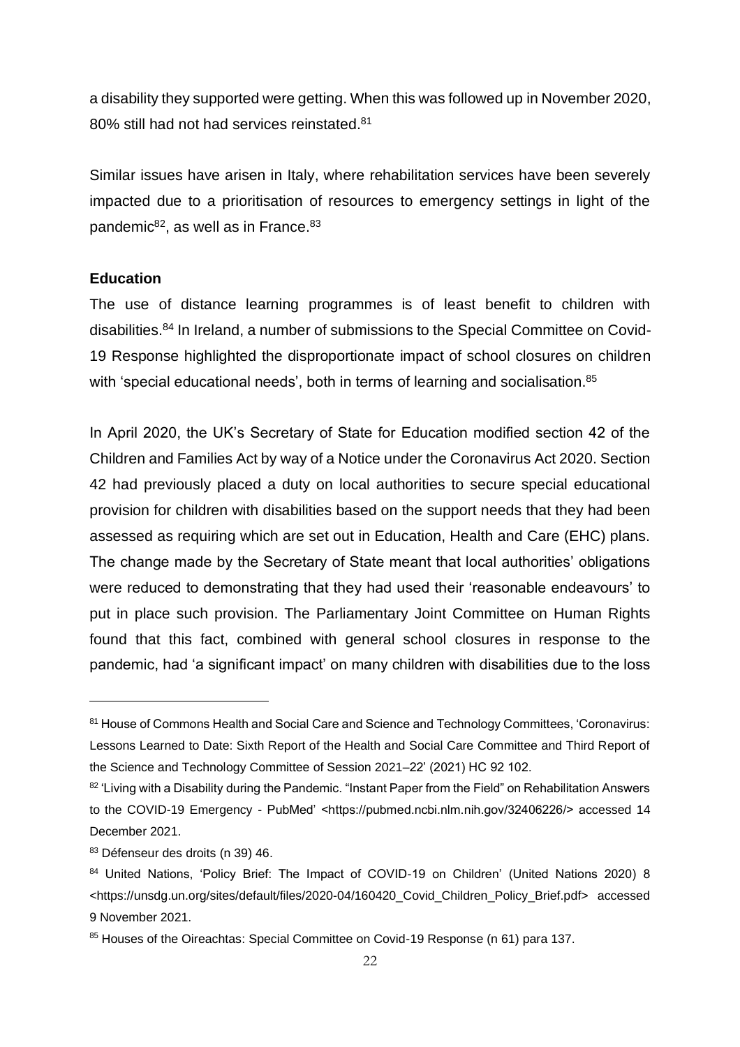a disability they supported were getting. When this was followed up in November 2020, 80% still had not had services reinstated.[81]

Similar issues have arisen in Italy, where rehabilitation services have been severely impacted due to a prioritisation of resources to emergency settings in light of the pandemic[82], as well as in France.[83]

**Education**

The use of distance learning programmes is of least benefit to children with disabilities.[84] In Ireland, a number of submissions to the Special Committee on Covid-19 Response highlighted the disproportionate impact of school closures on children with 'special educational needs', both in terms of learning and socialisation.[85]

In April 2020, the UK's Secretary of State for Education modified section 42 of the Children and Families Act by way of a Notice under the Coronavirus Act 2020. Section 42 had previously placed a duty on local authorities to secure special educational provision for children with disabilities based on the support needs that they had been assessed as requiring which are set out in Education, Health and Care (EHC) plans. The change made by the Secretary of State meant that local authorities' obligations were reduced to demonstrating that they had used their 'reasonable endeavours' to put in place such provision. The Parliamentary Joint Committee on Human Rights found that this fact, combined with general school closures in response to the pandemic, had 'a significant impact' on many children with disabilities due to the loss

---

[81] House of Commons Health and Social Care and Science and Technology Committees, 'Coronavirus: Lessons Learned to Date: Sixth Report of the Health and Social Care Committee and Third Report of the Science and Technology Committee of Session 2021–22' (2021) HC 92 102.

[82] 'Living with a Disability during the Pandemic. "Instant Paper from the Field" on Rehabilitation Answers to the COVID-19 Emergency - PubMed' <https://pubmed.ncbi.nlm.nih.gov/32406226/> accessed 14 December 2021.

[83] Défenseur des droits (n 39) 46.

[84] United Nations, 'Policy Brief: The Impact of COVID-19 on Children' (United Nations 2020) 8 <https://unsdg.un.org/sites/default/files/2020-04/160420_Covid_Children_Policy_Brief.pdf> accessed 9 November 2021.

[85] Houses of the Oireachtas: Special Committee on Covid-19 Response (n 61) para 137.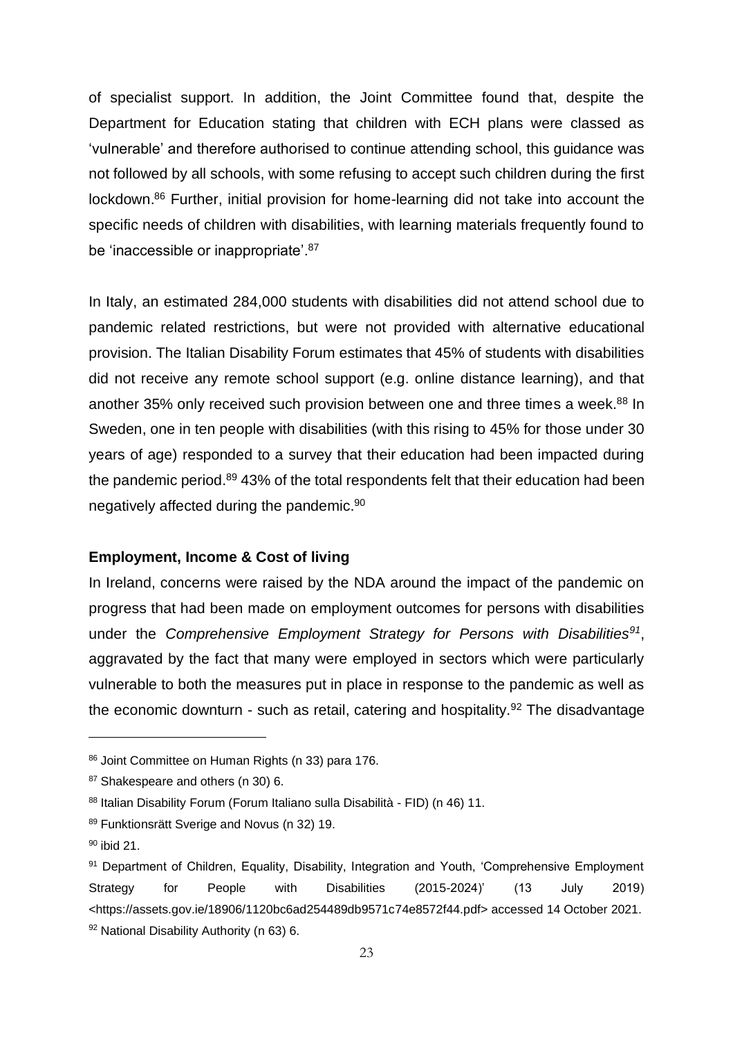of specialist support. In addition, the Joint Committee found that, despite the Department for Education stating that children with ECH plans were classed as 'vulnerable' and therefore authorised to continue attending school, this guidance was not followed by all schools, with some refusing to accept such children during the first lockdown.[86] Further, initial provision for home-learning did not take into account the specific needs of children with disabilities, with learning materials frequently found to be 'inaccessible or inappropriate'.[87]

In Italy, an estimated 284,000 students with disabilities did not attend school due to pandemic related restrictions, but were not provided with alternative educational provision. The Italian Disability Forum estimates that 45% of students with disabilities did not receive any remote school support (e.g. online distance learning), and that another 35% only received such provision between one and three times a week.[88] In Sweden, one in ten people with disabilities (with this rising to 45% for those under 30 years of age) responded to a survey that their education had been impacted during the pandemic period.[89] 43% of the total respondents felt that their education had been negatively affected during the pandemic.[90]

**Employment, Income & Cost of living**

In Ireland, concerns were raised by the NDA around the impact of the pandemic on progress that had been made on employment outcomes for persons with disabilities under the *Comprehensive Employment Strategy for Persons with Disabilities*[91], aggravated by the fact that many were employed in sectors which were particularly vulnerable to both the measures put in place in response to the pandemic as well as the economic downturn - such as retail, catering and hospitality.[92] The disadvantage

---

[86] Joint Committee on Human Rights (n 33) para 176.

[87] Shakespeare and others (n 30) 6.

[88] Italian Disability Forum (Forum Italiano sulla Disabilità - FID) (n 46) 11.

[89] Funktionsrätt Sverige and Novus (n 32) 19.

[90] ibid 21.

[91] Department of Children, Equality, Disability, Integration and Youth, 'Comprehensive Employment Strategy for People with Disabilities (2015-2024)' (13 July 2019) <https://assets.gov.ie/18906/1120bc6ad254489db9571c74e8572f44.pdf> accessed 14 October 2021.

[92] National Disability Authority (n 63) 6.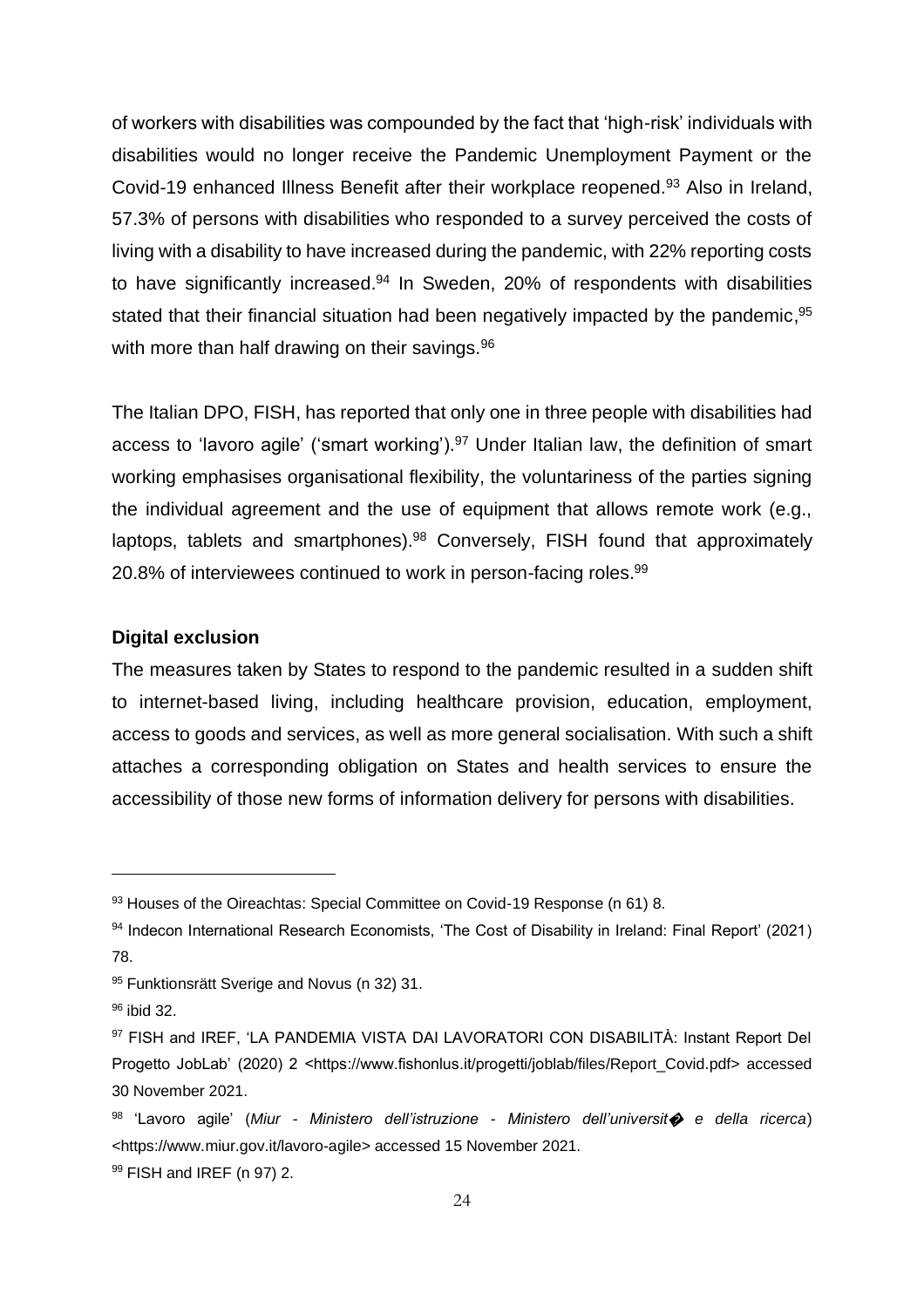of workers with disabilities was compounded by the fact that 'high-risk' individuals with disabilities would no longer receive the Pandemic Unemployment Payment or the Covid-19 enhanced Illness Benefit after their workplace reopened.[93] Also in Ireland, 57.3% of persons with disabilities who responded to a survey perceived the costs of living with a disability to have increased during the pandemic, with 22% reporting costs to have significantly increased.[94] In Sweden, 20% of respondents with disabilities stated that their financial situation had been negatively impacted by the pandemic,[95] with more than half drawing on their savings.[96]

The Italian DPO, FISH, has reported that only one in three people with disabilities had access to 'lavoro agile' ('smart working').[97] Under Italian law, the definition of smart working emphasises organisational flexibility, the voluntariness of the parties signing the individual agreement and the use of equipment that allows remote work (e.g., laptops, tablets and smartphones).[98] Conversely, FISH found that approximately 20.8% of interviewees continued to work in person-facing roles.[99]

**Digital exclusion**

The measures taken by States to respond to the pandemic resulted in a sudden shift to internet-based living, including healthcare provision, education, employment, access to goods and services, as well as more general socialisation. With such a shift attaches a corresponding obligation on States and health services to ensure the accessibility of those new forms of information delivery for persons with disabilities.

---

[93] Houses of the Oireachtas: Special Committee on Covid-19 Response (n 61) 8.

[94] Indecon International Research Economists, 'The Cost of Disability in Ireland: Final Report' (2021) 78.

[95] Funktionsrätt Sverige and Novus (n 32) 31.

[96] ibid 32.

[97] FISH and IREF, 'LA PANDEMIA VISTA DAI LAVORATORI CON DISABILITÀ: Instant Report Del Progetto JobLab' (2020) 2 <https://www.fishonlus.it/progetti/joblab/files/Report_Covid.pdf> accessed 30 November 2021.

[98] 'Lavoro agile' (*Miur - Ministero dell'istruzione - Ministero dell'universit� e della ricerca*) <https://www.miur.gov.it/lavoro-agile> accessed 15 November 2021.

[99] FISH and IREF (n 97) 2.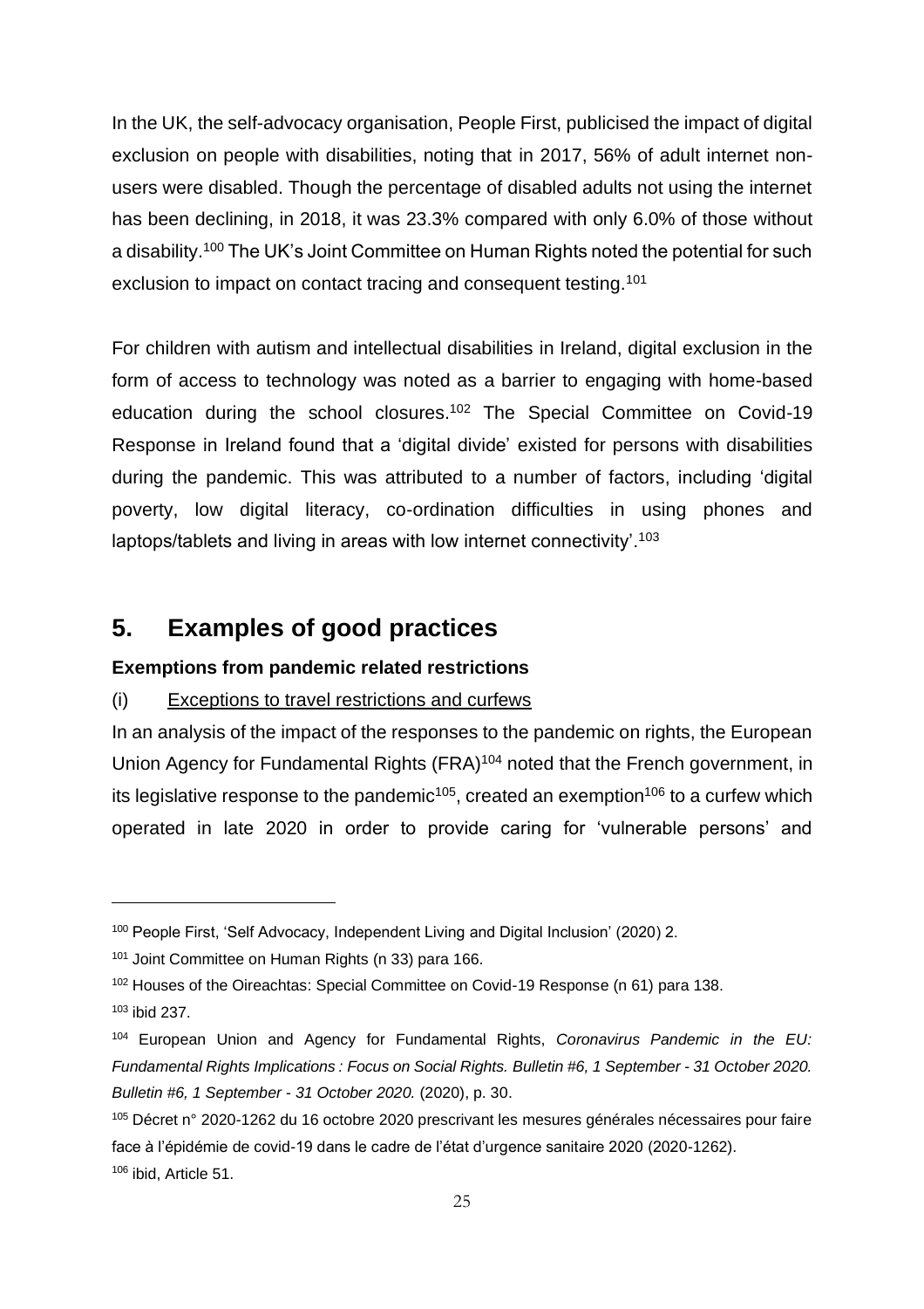In the UK, the self-advocacy organisation, People First, publicised the impact of digital exclusion on people with disabilities, noting that in 2017, 56% of adult internet non-users were disabled. Though the percentage of disabled adults not using the internet has been declining, in 2018, it was 23.3% compared with only 6.0% of those without a disability.[100] The UK's Joint Committee on Human Rights noted the potential for such exclusion to impact on contact tracing and consequent testing.[101]

For children with autism and intellectual disabilities in Ireland, digital exclusion in the form of access to technology was noted as a barrier to engaging with home-based education during the school closures.[102] The Special Committee on Covid-19 Response in Ireland found that a 'digital divide' existed for persons with disabilities during the pandemic. This was attributed to a number of factors, including 'digital poverty, low digital literacy, co-ordination difficulties in using phones and laptops/tablets and living in areas with low internet connectivity'.[103]

## 5. Examples of good practices

**Exemptions from pandemic related restrictions**

(i) Exceptions to travel restrictions and curfews

In an analysis of the impact of the responses to the pandemic on rights, the European Union Agency for Fundamental Rights (FRA)[104] noted that the French government, in its legislative response to the pandemic[105], created an exemption[106] to a curfew which operated in late 2020 in order to provide caring for 'vulnerable persons' and

---

[100] People First, 'Self Advocacy, Independent Living and Digital Inclusion' (2020) 2.

[101] Joint Committee on Human Rights (n 33) para 166.

[102] Houses of the Oireachtas: Special Committee on Covid-19 Response (n 61) para 138.

[103] ibid 237.

[104] European Union and Agency for Fundamental Rights, *Coronavirus Pandemic in the EU: Fundamental Rights Implications : Focus on Social Rights. Bulletin #6, 1 September - 31 October 2020. Bulletin #6, 1 September - 31 October 2020.* (2020), p. 30.

[105] Décret n° 2020-1262 du 16 octobre 2020 prescrivant les mesures générales nécessaires pour faire face à l'épidémie de covid-19 dans le cadre de l'état d'urgence sanitaire 2020 (2020-1262).

[106] ibid, Article 51.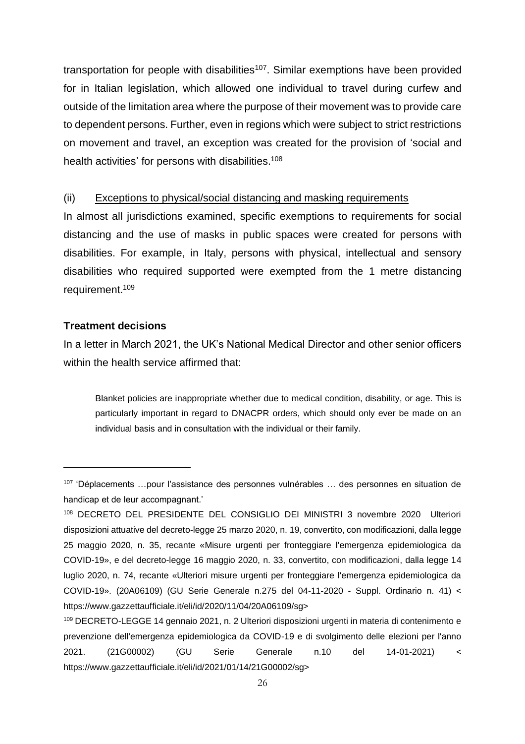transportation for people with disabilities[107]. Similar exemptions have been provided for in Italian legislation, which allowed one individual to travel during curfew and outside of the limitation area where the purpose of their movement was to provide care to dependent persons. Further, even in regions which were subject to strict restrictions on movement and travel, an exception was created for the provision of 'social and health activities' for persons with disabilities.[108]

(ii) Exceptions to physical/social distancing and masking requirements

In almost all jurisdictions examined, specific exemptions to requirements for social distancing and the use of masks in public spaces were created for persons with disabilities. For example, in Italy, persons with physical, intellectual and sensory disabilities who required supported were exempted from the 1 metre distancing requirement.[109]

**Treatment decisions**

In a letter in March 2021, the UK's National Medical Director and other senior officers within the health service affirmed that:

> Blanket policies are inappropriate whether due to medical condition, disability, or age. This is particularly important in regard to DNACPR orders, which should only ever be made on an individual basis and in consultation with the individual or their family.

---

[107] 'Déplacements …pour l'assistance des personnes vulnérables … des personnes en situation de handicap et de leur accompagnant.'

[108] DECRETO DEL PRESIDENTE DEL CONSIGLIO DEI MINISTRI 3 novembre 2020 Ulteriori disposizioni attuative del decreto-legge 25 marzo 2020, n. 19, convertito, con modificazioni, dalla legge 25 maggio 2020, n. 35, recante «Misure urgenti per fronteggiare l'emergenza epidemiologica da COVID-19», e del decreto-legge 16 maggio 2020, n. 33, convertito, con modificazioni, dalla legge 14 luglio 2020, n. 74, recante «Ulteriori misure urgenti per fronteggiare l'emergenza epidemiologica da COVID-19». (20A06109) (GU Serie Generale n.275 del 04-11-2020 - Suppl. Ordinario n. 41) < https://www.gazzettaufficiale.it/eli/id/2020/11/04/20A06109/sg>

[109] DECRETO-LEGGE 14 gennaio 2021, n. 2 Ulteriori disposizioni urgenti in materia di contenimento e prevenzione dell'emergenza epidemiologica da COVID-19 e di svolgimento delle elezioni per l'anno 2021. (21G00002) (GU Serie Generale n.10 del 14-01-2021) < https://www.gazzettaufficiale.it/eli/id/2021/01/14/21G00002/sg>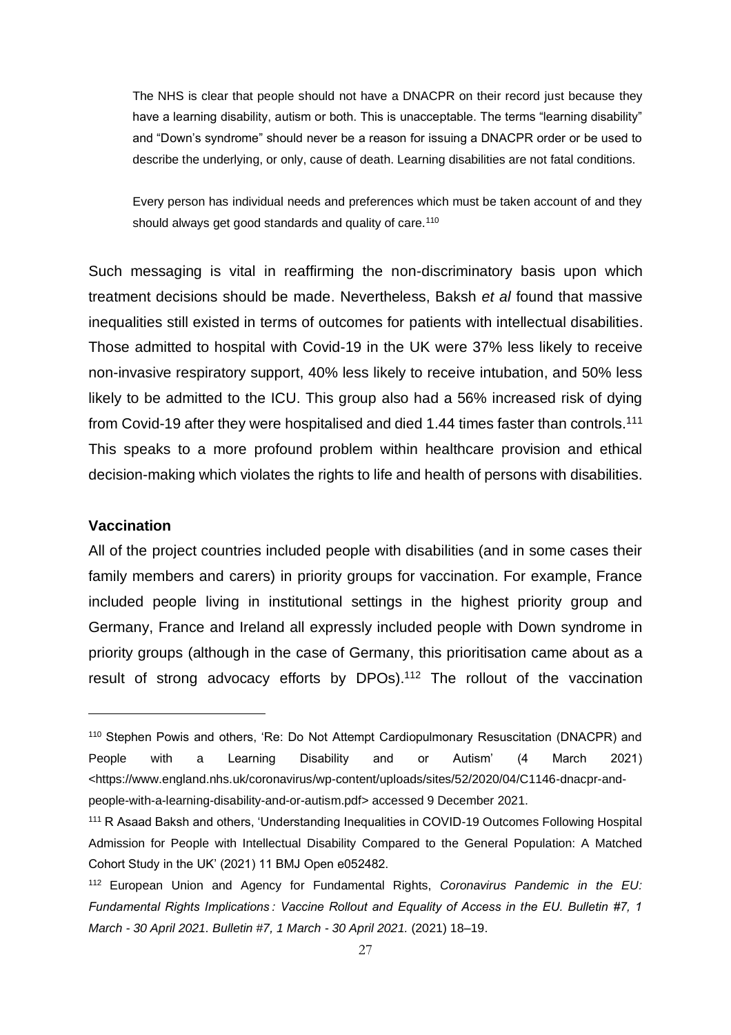> The NHS is clear that people should not have a DNACPR on their record just because they have a learning disability, autism or both. This is unacceptable. The terms "learning disability" and "Down's syndrome" should never be a reason for issuing a DNACPR order or be used to describe the underlying, or only, cause of death. Learning disabilities are not fatal conditions.
>
> Every person has individual needs and preferences which must be taken account of and they should always get good standards and quality of care.[110]

Such messaging is vital in reaffirming the non-discriminatory basis upon which treatment decisions should be made. Nevertheless, Baksh *et al* found that massive inequalities still existed in terms of outcomes for patients with intellectual disabilities. Those admitted to hospital with Covid-19 in the UK were 37% less likely to receive non-invasive respiratory support, 40% less likely to receive intubation, and 50% less likely to be admitted to the ICU. This group also had a 56% increased risk of dying from Covid-19 after they were hospitalised and died 1.44 times faster than controls.[111] This speaks to a more profound problem within healthcare provision and ethical decision-making which violates the rights to life and health of persons with disabilities.

**Vaccination**

All of the project countries included people with disabilities (and in some cases their family members and carers) in priority groups for vaccination. For example, France included people living in institutional settings in the highest priority group and Germany, France and Ireland all expressly included people with Down syndrome in priority groups (although in the case of Germany, this prioritisation came about as a result of strong advocacy efforts by DPOs).[112] The rollout of the vaccination

---

[110] Stephen Powis and others, 'Re: Do Not Attempt Cardiopulmonary Resuscitation (DNACPR) and People with a Learning Disability and or Autism' (4 March 2021) <https://www.england.nhs.uk/coronavirus/wp-content/uploads/sites/52/2020/04/C1146-dnacpr-and-people-with-a-learning-disability-and-or-autism.pdf> accessed 9 December 2021.

[111] R Asaad Baksh and others, 'Understanding Inequalities in COVID-19 Outcomes Following Hospital Admission for People with Intellectual Disability Compared to the General Population: A Matched Cohort Study in the UK' (2021) 11 BMJ Open e052482.

[112] European Union and Agency for Fundamental Rights, *Coronavirus Pandemic in the EU: Fundamental Rights Implications : Vaccine Rollout and Equality of Access in the EU. Bulletin #7, 1 March - 30 April 2021. Bulletin #7, 1 March - 30 April 2021.* (2021) 18–19.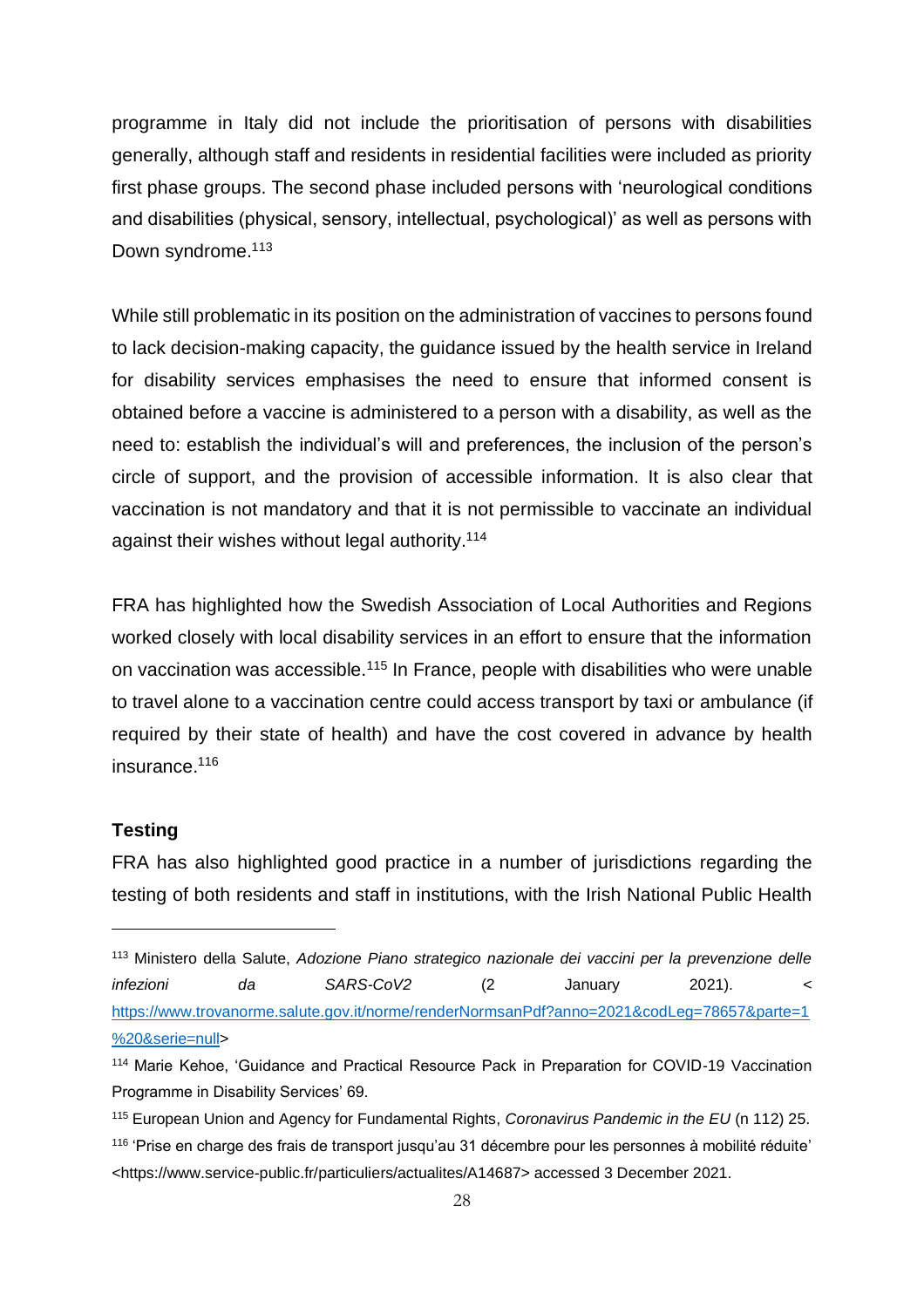programme in Italy did not include the prioritisation of persons with disabilities generally, although staff and residents in residential facilities were included as priority first phase groups. The second phase included persons with 'neurological conditions and disabilities (physical, sensory, intellectual, psychological)' as well as persons with Down syndrome.[113]

While still problematic in its position on the administration of vaccines to persons found to lack decision-making capacity, the guidance issued by the health service in Ireland for disability services emphasises the need to ensure that informed consent is obtained before a vaccine is administered to a person with a disability, as well as the need to: establish the individual's will and preferences, the inclusion of the person's circle of support, and the provision of accessible information. It is also clear that vaccination is not mandatory and that it is not permissible to vaccinate an individual against their wishes without legal authority.[114]

FRA has highlighted how the Swedish Association of Local Authorities and Regions worked closely with local disability services in an effort to ensure that the information on vaccination was accessible.[115] In France, people with disabilities who were unable to travel alone to a vaccination centre could access transport by taxi or ambulance (if required by their state of health) and have the cost covered in advance by health insurance.[116]

**Testing**

FRA has also highlighted good practice in a number of jurisdictions regarding the testing of both residents and staff in institutions, with the Irish National Public Health

---

[113] Ministero della Salute, *Adozione Piano strategico nazionale dei vaccini per la prevenzione delle infezioni da SARS-CoV2* (2 January 2021). <https://www.trovanorme.salute.gov.it/norme/renderNormsanPdf?anno=2021&codLeg=78657&parte=1%20&serie=null>

[114] Marie Kehoe, 'Guidance and Practical Resource Pack in Preparation for COVID-19 Vaccination Programme in Disability Services' 69.

[115] European Union and Agency for Fundamental Rights, *Coronavirus Pandemic in the EU* (n 112) 25.

[116] 'Prise en charge des frais de transport jusqu'au 31 décembre pour les personnes à mobilité réduite' <https://www.service-public.fr/particuliers/actualites/A14687> accessed 3 December 2021.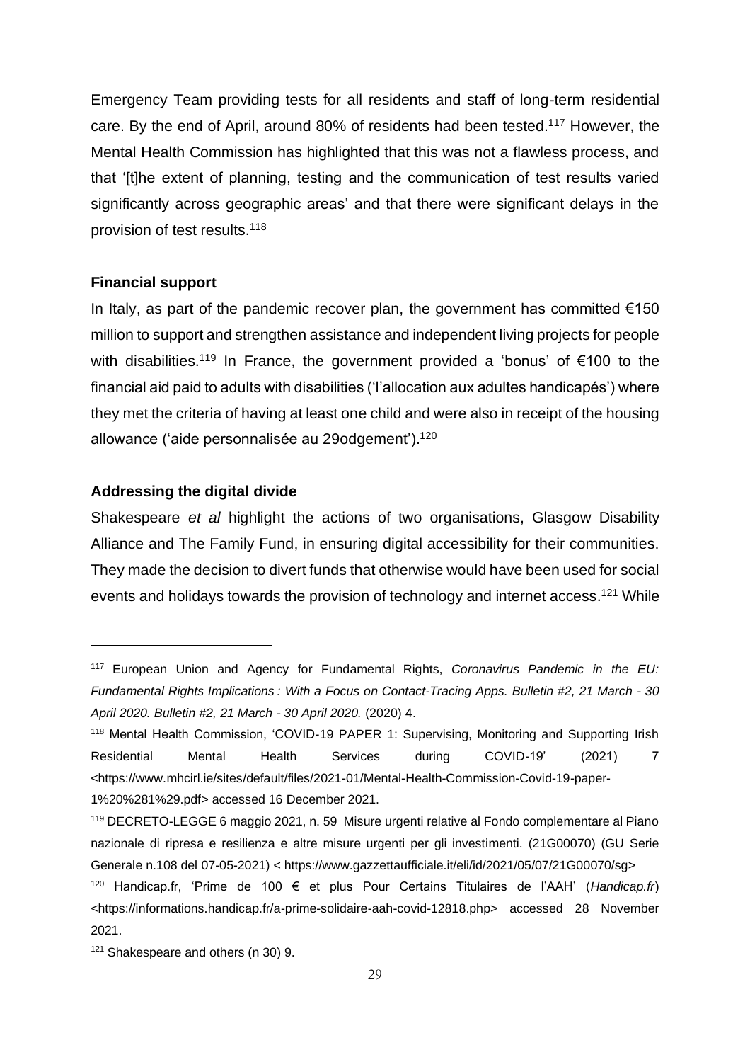Emergency Team providing tests for all residents and staff of long-term residential care. By the end of April, around 80% of residents had been tested.[117] However, the Mental Health Commission has highlighted that this was not a flawless process, and that '[t]he extent of planning, testing and the communication of test results varied significantly across geographic areas' and that there were significant delays in the provision of test results.[118]

**Financial support**

In Italy, as part of the pandemic recover plan, the government has committed €150 million to support and strengthen assistance and independent living projects for people with disabilities.[119] In France, the government provided a 'bonus' of €100 to the financial aid paid to adults with disabilities ('l'allocation aux adultes handicapés') where they met the criteria of having at least one child and were also in receipt of the housing allowance ('aide personnalisée au 29odgement').[120]

**Addressing the digital divide**

Shakespeare *et al* highlight the actions of two organisations, Glasgow Disability Alliance and The Family Fund, in ensuring digital accessibility for their communities. They made the decision to divert funds that otherwise would have been used for social events and holidays towards the provision of technology and internet access.[121] While

---

[117] European Union and Agency for Fundamental Rights, *Coronavirus Pandemic in the EU: Fundamental Rights Implications : With a Focus on Contact-Tracing Apps. Bulletin #2, 21 March - 30 April 2020. Bulletin #2, 21 March - 30 April 2020.* (2020) 4.

[118] Mental Health Commission, 'COVID-19 PAPER 1: Supervising, Monitoring and Supporting Irish Residential Mental Health Services during COVID-19' (2021) 7 <https://www.mhcirl.ie/sites/default/files/2021-01/Mental-Health-Commission-Covid-19-paper-1%20%281%29.pdf> accessed 16 December 2021.

[119] DECRETO-LEGGE 6 maggio 2021, n. 59 Misure urgenti relative al Fondo complementare al Piano nazionale di ripresa e resilienza e altre misure urgenti per gli investimenti. (21G00070) (GU Serie Generale n.108 del 07-05-2021) < https://www.gazzettaufficiale.it/eli/id/2021/05/07/21G00070/sg>

[120] Handicap.fr, 'Prime de 100 € et plus Pour Certains Titulaires de l'AAH' (*Handicap.fr*) <https://informations.handicap.fr/a-prime-solidaire-aah-covid-12818.php> accessed 28 November 2021.

[121] Shakespeare and others (n 30) 9.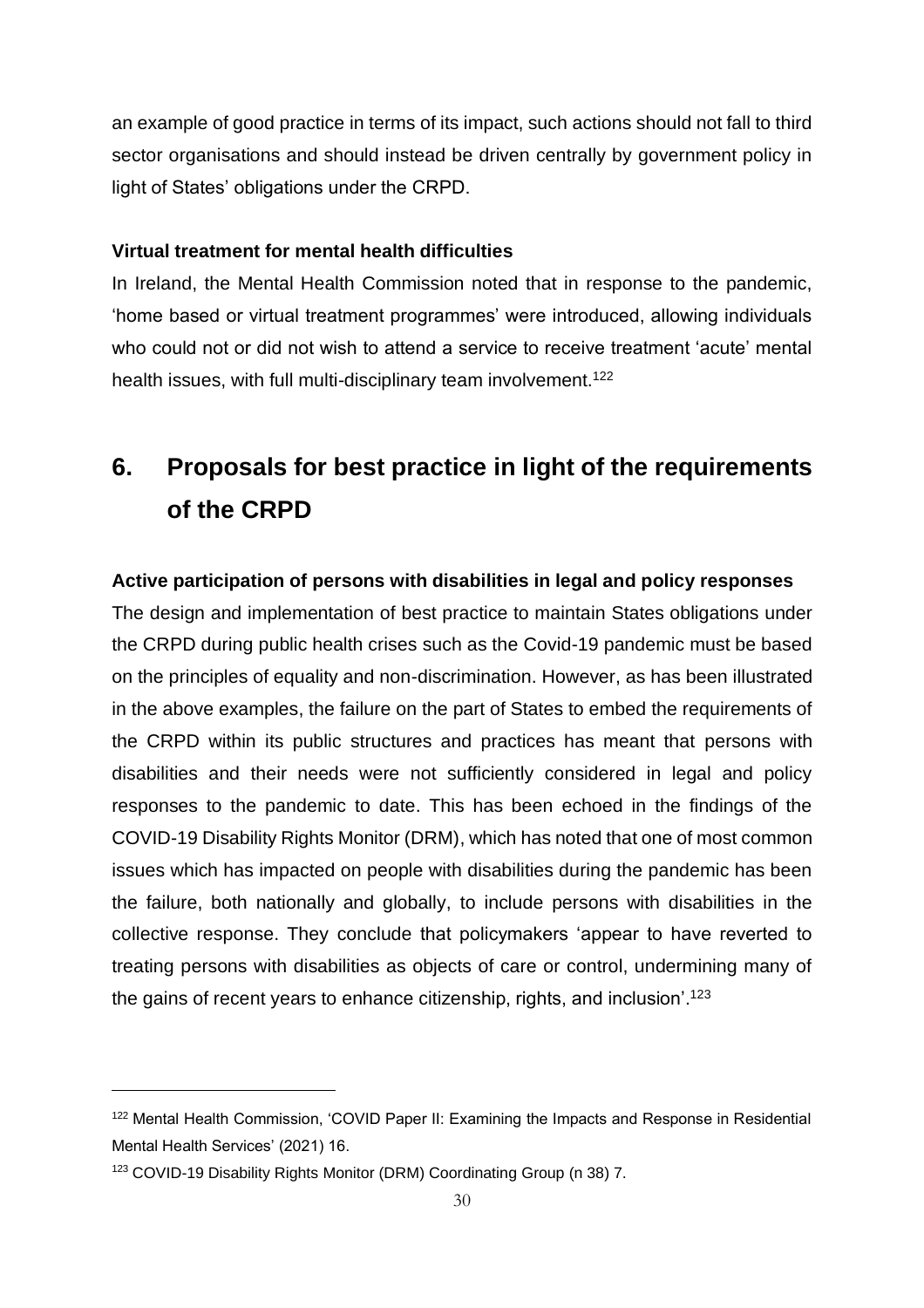an example of good practice in terms of its impact, such actions should not fall to third sector organisations and should instead be driven centrally by government policy in light of States' obligations under the CRPD.

**Virtual treatment for mental health difficulties**

In Ireland, the Mental Health Commission noted that in response to the pandemic, 'home based or virtual treatment programmes' were introduced, allowing individuals who could not or did not wish to attend a service to receive treatment 'acute' mental health issues, with full multi-disciplinary team involvement.[122]

# 6. Proposals for best practice in light of the requirements of the CRPD

**Active participation of persons with disabilities in legal and policy responses**

The design and implementation of best practice to maintain States obligations under the CRPD during public health crises such as the Covid-19 pandemic must be based on the principles of equality and non-discrimination. However, as has been illustrated in the above examples, the failure on the part of States to embed the requirements of the CRPD within its public structures and practices has meant that persons with disabilities and their needs were not sufficiently considered in legal and policy responses to the pandemic to date. This has been echoed in the findings of the COVID-19 Disability Rights Monitor (DRM), which has noted that one of most common issues which has impacted on people with disabilities during the pandemic has been the failure, both nationally and globally, to include persons with disabilities in the collective response. They conclude that policymakers 'appear to have reverted to treating persons with disabilities as objects of care or control, undermining many of the gains of recent years to enhance citizenship, rights, and inclusion'.[123]

---

[122] Mental Health Commission, 'COVID Paper II: Examining the Impacts and Response in Residential Mental Health Services' (2021) 16.

[123] COVID-19 Disability Rights Monitor (DRM) Coordinating Group (n 38) 7.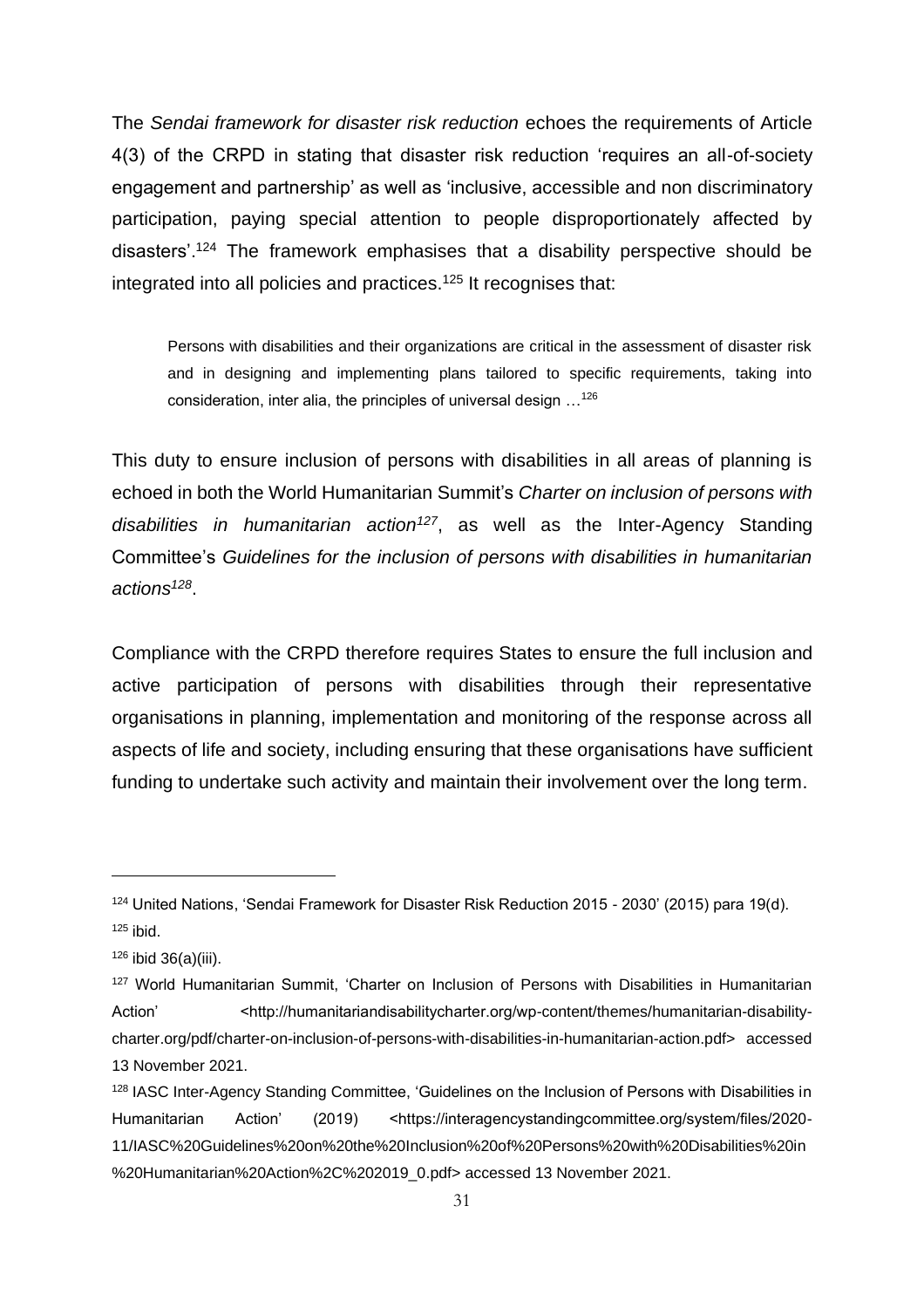The *Sendai framework for disaster risk reduction* echoes the requirements of Article 4(3) of the CRPD in stating that disaster risk reduction 'requires an all-of-society engagement and partnership' as well as 'inclusive, accessible and non discriminatory participation, paying special attention to people disproportionately affected by disasters'.[124] The framework emphasises that a disability perspective should be integrated into all policies and practices.[125] It recognises that:

> Persons with disabilities and their organizations are critical in the assessment of disaster risk and in designing and implementing plans tailored to specific requirements, taking into consideration, inter alia, the principles of universal design …[126]

This duty to ensure inclusion of persons with disabilities in all areas of planning is echoed in both the World Humanitarian Summit's *Charter on inclusion of persons with disabilities in humanitarian action*[127], as well as the Inter-Agency Standing Committee's *Guidelines for the inclusion of persons with disabilities in humanitarian actions*[128].

Compliance with the CRPD therefore requires States to ensure the full inclusion and active participation of persons with disabilities through their representative organisations in planning, implementation and monitoring of the response across all aspects of life and society, including ensuring that these organisations have sufficient funding to undertake such activity and maintain their involvement over the long term.

---

[124] United Nations, 'Sendai Framework for Disaster Risk Reduction 2015 - 2030' (2015) para 19(d).

[125] ibid.

[126] ibid 36(a)(iii).

[127] World Humanitarian Summit, 'Charter on Inclusion of Persons with Disabilities in Humanitarian Action' <http://humanitariandisabilitycharter.org/wp-content/themes/humanitarian-disability-charter.org/pdf/charter-on-inclusion-of-persons-with-disabilities-in-humanitarian-action.pdf> accessed 13 November 2021.

[128] IASC Inter-Agency Standing Committee, 'Guidelines on the Inclusion of Persons with Disabilities in Humanitarian Action' (2019) <https://interagencystandingcommittee.org/system/files/2020-11/IASC%20Guidelines%20on%20the%20Inclusion%20of%20Persons%20with%20Disabilities%20in%20Humanitarian%20Action%2C%202019_0.pdf> accessed 13 November 2021.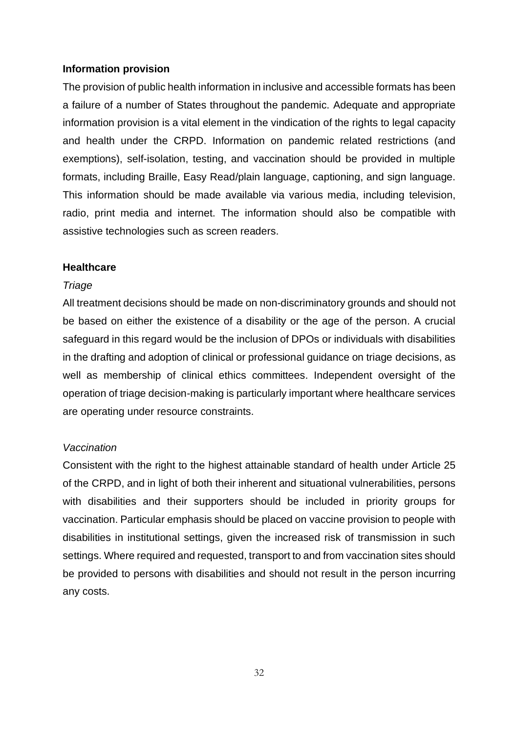**Information provision**

The provision of public health information in inclusive and accessible formats has been a failure of a number of States throughout the pandemic. Adequate and appropriate information provision is a vital element in the vindication of the rights to legal capacity and health under the CRPD. Information on pandemic related restrictions (and exemptions), self-isolation, testing, and vaccination should be provided in multiple formats, including Braille, Easy Read/plain language, captioning, and sign language. This information should be made available via various media, including television, radio, print media and internet. The information should also be compatible with assistive technologies such as screen readers.

**Healthcare**

*Triage*

All treatment decisions should be made on non-discriminatory grounds and should not be based on either the existence of a disability or the age of the person. A crucial safeguard in this regard would be the inclusion of DPOs or individuals with disabilities in the drafting and adoption of clinical or professional guidance on triage decisions, as well as membership of clinical ethics committees. Independent oversight of the operation of triage decision-making is particularly important where healthcare services are operating under resource constraints.

*Vaccination*

Consistent with the right to the highest attainable standard of health under Article 25 of the CRPD, and in light of both their inherent and situational vulnerabilities, persons with disabilities and their supporters should be included in priority groups for vaccination. Particular emphasis should be placed on vaccine provision to people with disabilities in institutional settings, given the increased risk of transmission in such settings. Where required and requested, transport to and from vaccination sites should be provided to persons with disabilities and should not result in the person incurring any costs.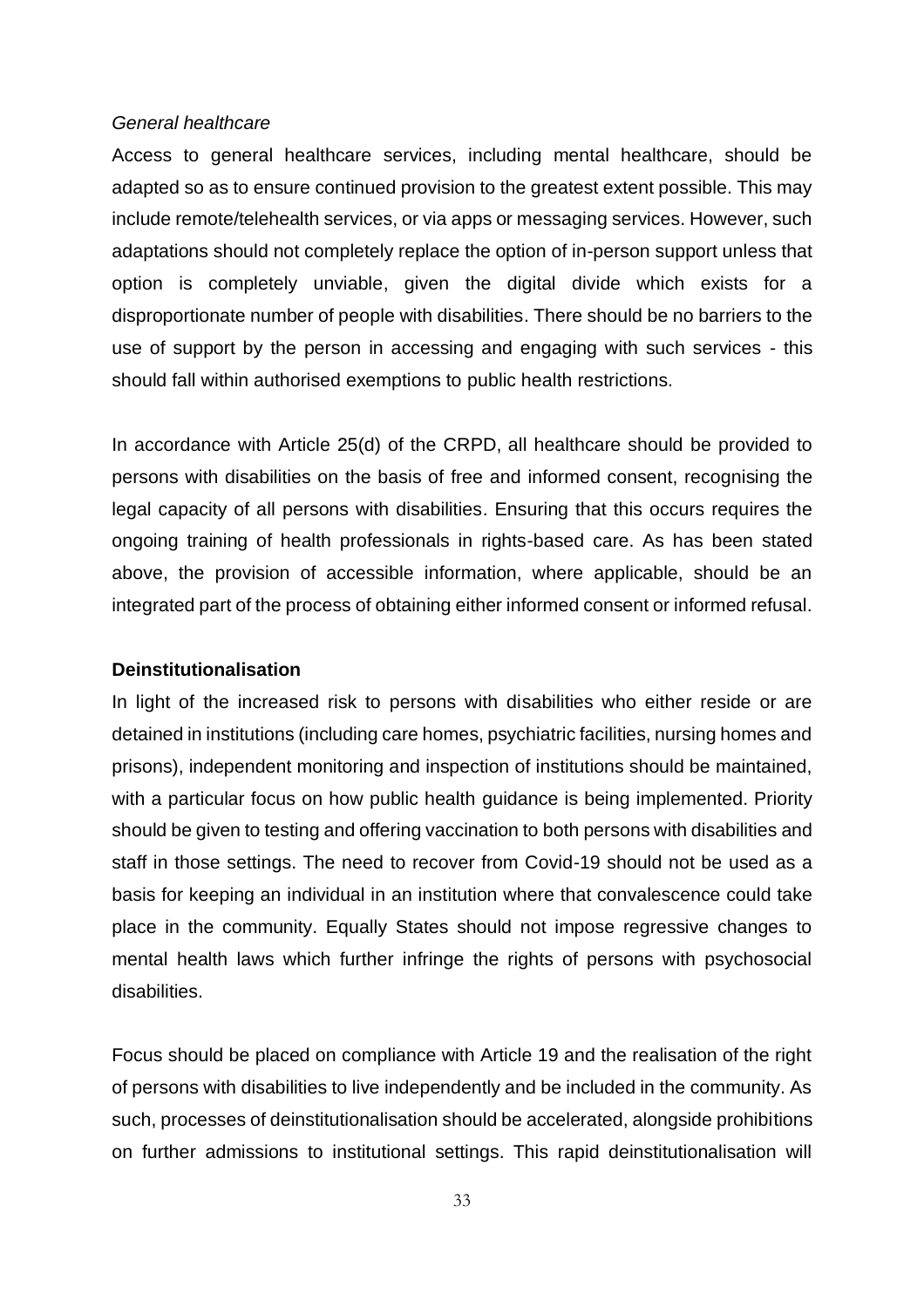*General healthcare*

Access to general healthcare services, including mental healthcare, should be adapted so as to ensure continued provision to the greatest extent possible. This may include remote/telehealth services, or via apps or messaging services. However, such adaptations should not completely replace the option of in-person support unless that option is completely unviable, given the digital divide which exists for a disproportionate number of people with disabilities. There should be no barriers to the use of support by the person in accessing and engaging with such services - this should fall within authorised exemptions to public health restrictions.

In accordance with Article 25(d) of the CRPD, all healthcare should be provided to persons with disabilities on the basis of free and informed consent, recognising the legal capacity of all persons with disabilities. Ensuring that this occurs requires the ongoing training of health professionals in rights-based care. As has been stated above, the provision of accessible information, where applicable, should be an integrated part of the process of obtaining either informed consent or informed refusal.

**Deinstitutionalisation**

In light of the increased risk to persons with disabilities who either reside or are detained in institutions (including care homes, psychiatric facilities, nursing homes and prisons), independent monitoring and inspection of institutions should be maintained, with a particular focus on how public health guidance is being implemented. Priority should be given to testing and offering vaccination to both persons with disabilities and staff in those settings. The need to recover from Covid-19 should not be used as a basis for keeping an individual in an institution where that convalescence could take place in the community. Equally States should not impose regressive changes to mental health laws which further infringe the rights of persons with psychosocial disabilities.

Focus should be placed on compliance with Article 19 and the realisation of the right of persons with disabilities to live independently and be included in the community. As such, processes of deinstitutionalisation should be accelerated, alongside prohibitions on further admissions to institutional settings. This rapid deinstitutionalisation will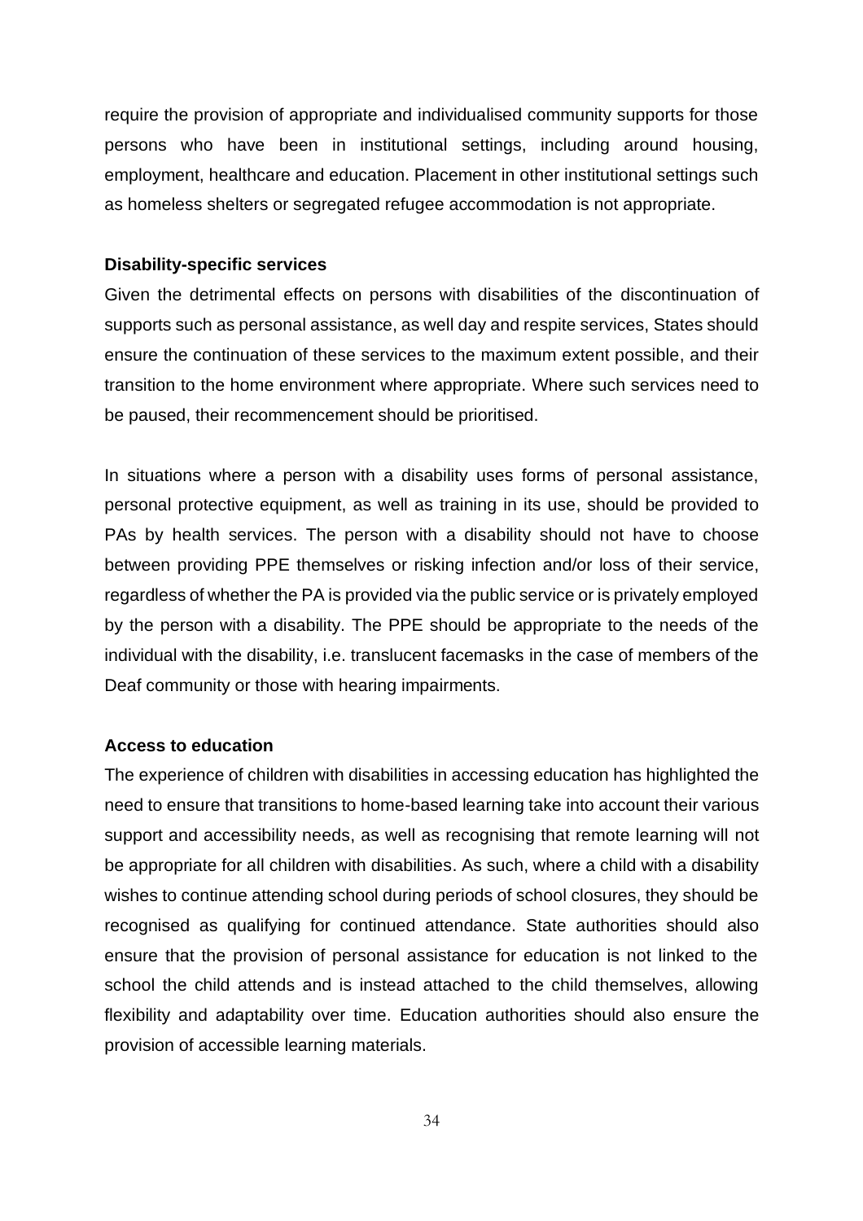require the provision of appropriate and individualised community supports for those persons who have been in institutional settings, including around housing, employment, healthcare and education. Placement in other institutional settings such as homeless shelters or segregated refugee accommodation is not appropriate.

**Disability-specific services**

Given the detrimental effects on persons with disabilities of the discontinuation of supports such as personal assistance, as well day and respite services, States should ensure the continuation of these services to the maximum extent possible, and their transition to the home environment where appropriate. Where such services need to be paused, their recommencement should be prioritised.

In situations where a person with a disability uses forms of personal assistance, personal protective equipment, as well as training in its use, should be provided to PAs by health services. The person with a disability should not have to choose between providing PPE themselves or risking infection and/or loss of their service, regardless of whether the PA is provided via the public service or is privately employed by the person with a disability. The PPE should be appropriate to the needs of the individual with the disability, i.e. translucent facemasks in the case of members of the Deaf community or those with hearing impairments.

**Access to education**

The experience of children with disabilities in accessing education has highlighted the need to ensure that transitions to home-based learning take into account their various support and accessibility needs, as well as recognising that remote learning will not be appropriate for all children with disabilities. As such, where a child with a disability wishes to continue attending school during periods of school closures, they should be recognised as qualifying for continued attendance. State authorities should also ensure that the provision of personal assistance for education is not linked to the school the child attends and is instead attached to the child themselves, allowing flexibility and adaptability over time. Education authorities should also ensure the provision of accessible learning materials.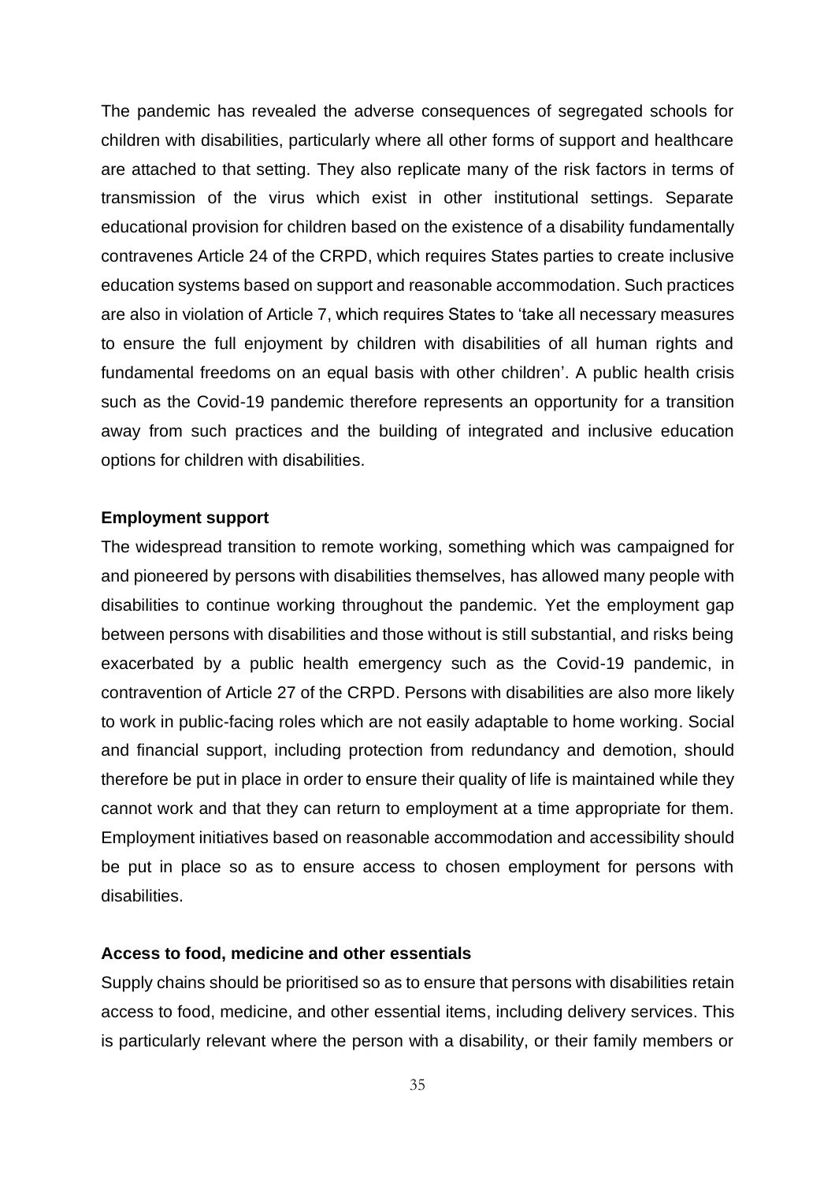The pandemic has revealed the adverse consequences of segregated schools for children with disabilities, particularly where all other forms of support and healthcare are attached to that setting. They also replicate many of the risk factors in terms of transmission of the virus which exist in other institutional settings. Separate educational provision for children based on the existence of a disability fundamentally contravenes Article 24 of the CRPD, which requires States parties to create inclusive education systems based on support and reasonable accommodation. Such practices are also in violation of Article 7, which requires States to 'take all necessary measures to ensure the full enjoyment by children with disabilities of all human rights and fundamental freedoms on an equal basis with other children'. A public health crisis such as the Covid-19 pandemic therefore represents an opportunity for a transition away from such practices and the building of integrated and inclusive education options for children with disabilities.

**Employment support**

The widespread transition to remote working, something which was campaigned for and pioneered by persons with disabilities themselves, has allowed many people with disabilities to continue working throughout the pandemic. Yet the employment gap between persons with disabilities and those without is still substantial, and risks being exacerbated by a public health emergency such as the Covid-19 pandemic, in contravention of Article 27 of the CRPD. Persons with disabilities are also more likely to work in public-facing roles which are not easily adaptable to home working. Social and financial support, including protection from redundancy and demotion, should therefore be put in place in order to ensure their quality of life is maintained while they cannot work and that they can return to employment at a time appropriate for them. Employment initiatives based on reasonable accommodation and accessibility should be put in place so as to ensure access to chosen employment for persons with disabilities.

**Access to food, medicine and other essentials**

Supply chains should be prioritised so as to ensure that persons with disabilities retain access to food, medicine, and other essential items, including delivery services. This is particularly relevant where the person with a disability, or their family members or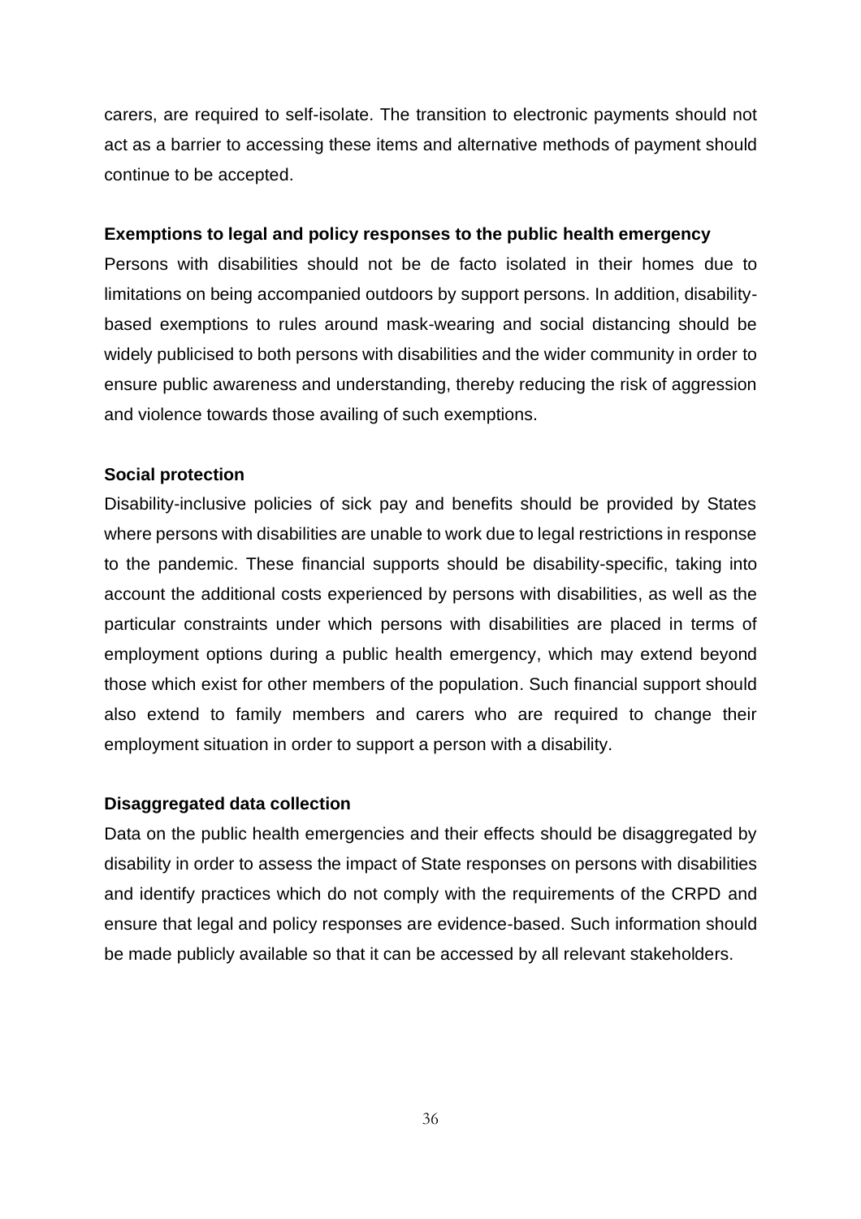carers, are required to self-isolate. The transition to electronic payments should not act as a barrier to accessing these items and alternative methods of payment should continue to be accepted.

**Exemptions to legal and policy responses to the public health emergency**

Persons with disabilities should not be de facto isolated in their homes due to limitations on being accompanied outdoors by support persons. In addition, disability-based exemptions to rules around mask-wearing and social distancing should be widely publicised to both persons with disabilities and the wider community in order to ensure public awareness and understanding, thereby reducing the risk of aggression and violence towards those availing of such exemptions.

**Social protection**

Disability-inclusive policies of sick pay and benefits should be provided by States where persons with disabilities are unable to work due to legal restrictions in response to the pandemic. These financial supports should be disability-specific, taking into account the additional costs experienced by persons with disabilities, as well as the particular constraints under which persons with disabilities are placed in terms of employment options during a public health emergency, which may extend beyond those which exist for other members of the population. Such financial support should also extend to family members and carers who are required to change their employment situation in order to support a person with a disability.

**Disaggregated data collection**

Data on the public health emergencies and their effects should be disaggregated by disability in order to assess the impact of State responses on persons with disabilities and identify practices which do not comply with the requirements of the CRPD and ensure that legal and policy responses are evidence-based. Such information should be made publicly available so that it can be accessed by all relevant stakeholders.